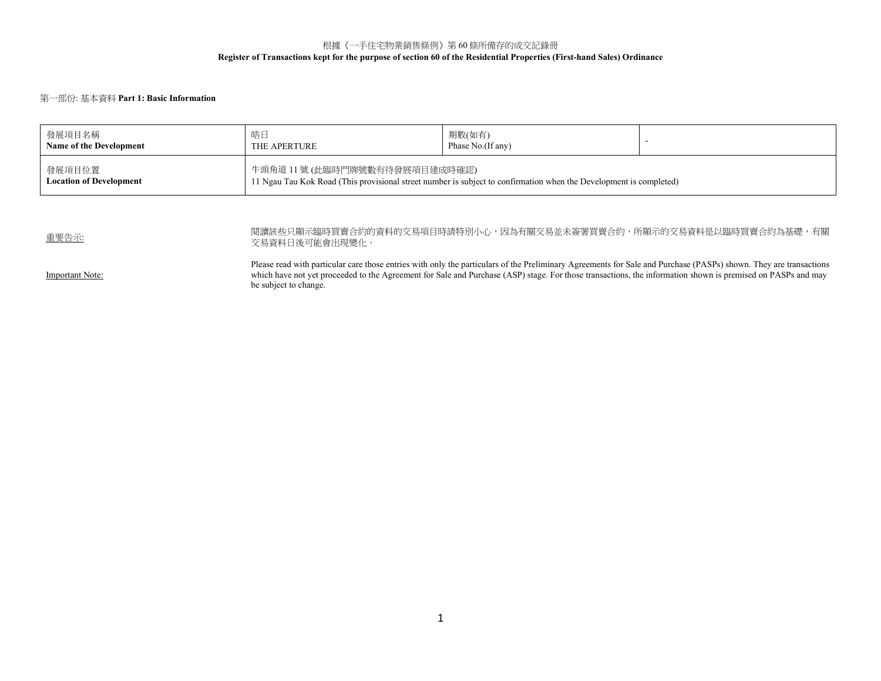# 根據《一手住宅物業銷售條例》第 60 條所備存的成交記錄冊
# Register of Transactions kept for the purpose of section 60 of the Residential Properties (First-hand Sales) Ordinance

## 第一部份: 基本資料 Part 1: Basic Information

| 發展項目名稱<br>**Name of the Development** | 皓日<br>THE APERTURE | 期數(如有)<br>Phase No.(If any) | - |
|---|---|---|---|
| 發展項目位置<br>**Location of Development** | 牛頭角道 11 號 (此臨時門牌號數有待發展項目建成時確認)<br>11 Ngau Tau Kok Road (This provisional street number is subject to confirmation when the Development is completed) | | |

重要告示:

閱讀該些只顯示臨時買賣合約的資料的交易項目時請特別小心，因為有關交易並未簽署買賣合約，所顯示的交易資料是以臨時買賣合約為基礎，有關交易資料日後可能會出現變化。

Important Note:

Please read with particular care those entries with only the particulars of the Preliminary Agreements for Sale and Purchase (PASPs) shown. They are transactions which have not yet proceeded to the Agreement for Sale and Purchase (ASP) stage. For those transactions, the information shown is premised on PASPs and may be subject to change.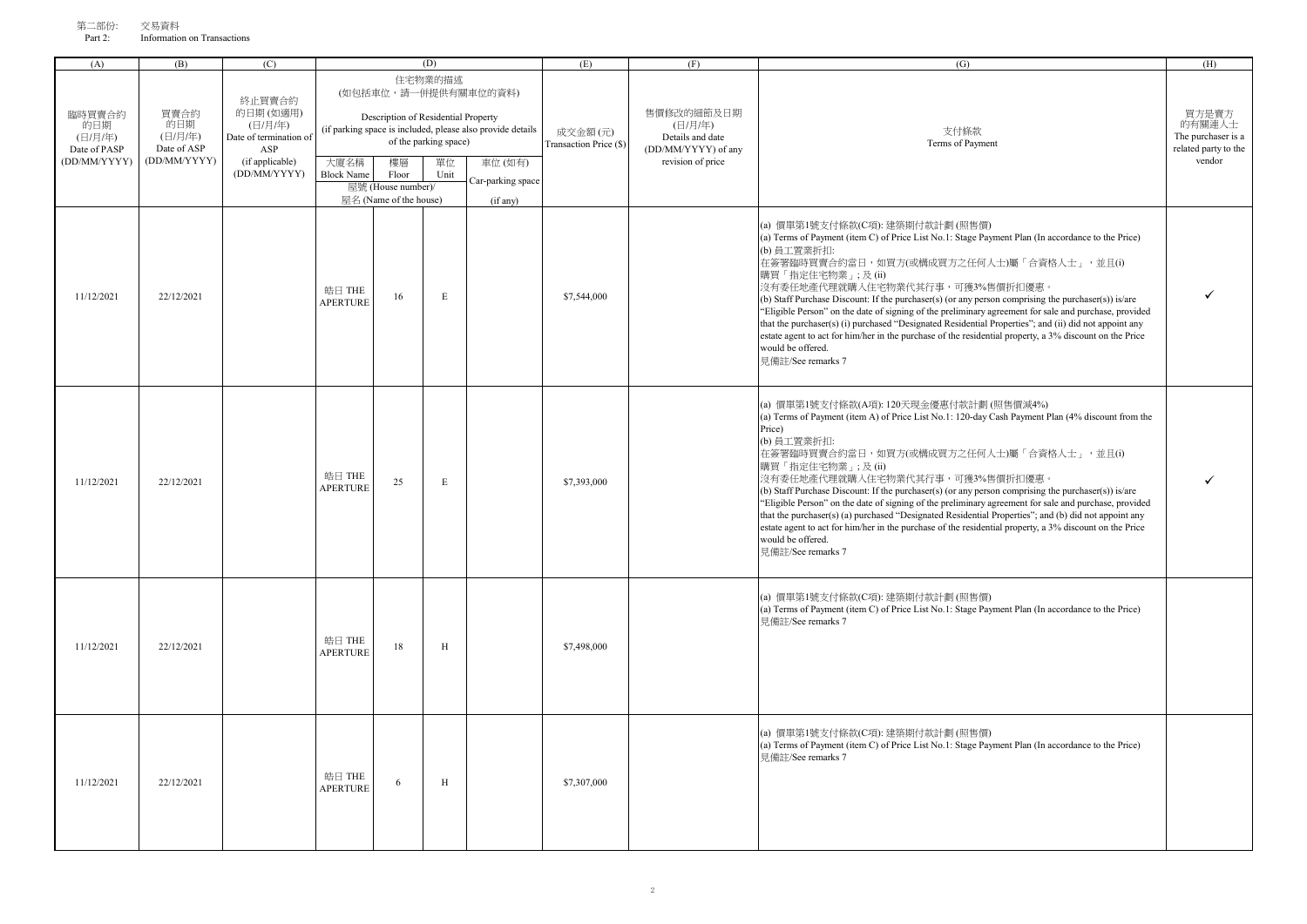第二部份: 交易資料
Part 2: Information on Transactions

| (A) | (B) | (C) | (D) | | | | (E) | (F) | (G) | (H) |
|---|---|---|---|---|---|---|---|---|---|---|
| 臨時買賣合約的日期 (日/月/年) Date of PASP (DD/MM/YYYY) | 買賣合約的日期 (日/月/年) Date of ASP (DD/MM/YYYY) | 終止買賣合約的日期 (如適用) (日/月/年) Date of termination of ASP (if applicable) (DD/MM/YYYY) | 住宅物業的描述 (如包括車位，請一併提供有關車位的資料) Description of Residential Property (if parking space is included, please also provide details of the parking space) | | | | 成交金額 (元) Transaction Price ($) | 售價修改的細節及日期 (日/月/年) Details and date (DD/MM/YYYY) of any revision of price | 支付條款 Terms of Payment | 買方是賣方的有關連人士 The purchaser is a related party to the vendor |
| | | | 大廈名稱 Block Name | 樓層 Floor | 單位 Unit | 車位 (如有) Car-parking space (if any) | | | | |
| | | | 屋號 (House number)/ 屋名 (Name of the house) | | | | | | | |
| 11/12/2021 | 22/12/2021 | | 晧日 THE APERTURE | 16 | E | | $7,544,000 | | (a) 價單第1號支付條款(C項): 建築期付款計劃 (照售價)<br>(a) Terms of Payment (item C) of Price List No.1: Stage Payment Plan (In accordance to the Price)<br>(b) 員工置業折扣:<br>在簽署臨時買賣合約當日，如買方(或構成買方之任何人士)屬「合資格人士」，並且(i)購買「指定住宅物業」; 及 (ii)沒有委任地產代理就購入住宅物業代其行事，可獲3%售價折扣優惠。<br>(b) Staff Purchase Discount: If the purchaser(s) (or any person comprising the purchaser(s)) is/are "Eligible Person" on the date of signing of the preliminary agreement for sale and purchase, provided that the purchaser(s) (i) purchased "Designated Residential Properties"; and (ii) did not appoint any estate agent to act for him/her in the purchase of the residential property, a 3% discount on the Price would be offered.<br>見備註/See remarks 7 | ✓ |
| 11/12/2021 | 22/12/2021 | | 晧日 THE APERTURE | 25 | E | | $7,393,000 | | (a) 價單第1號支付條款(A項): 120天現金優惠付款計劃 (照售價減4%)<br>(a) Terms of Payment (item A) of Price List No.1: 120-day Cash Payment Plan (4% discount from the Price)<br>(b) 員工置業折扣:<br>在簽署臨時買賣合約當日，如買方(或構成買方之任何人士)屬「合資格人士」，並且(i)購買「指定住宅物業」; 及 (ii)沒有委任地產代理就購入住宅物業代其行事，可獲3%售價折扣優惠。<br>(b) Staff Purchase Discount: If the purchaser(s) (or any person comprising the purchaser(s)) is/are "Eligible Person" on the date of signing of the preliminary agreement for sale and purchase, provided that the purchaser(s) (a) purchased "Designated Residential Properties"; and (b) did not appoint any estate agent to act for him/her in the purchase of the residential property, a 3% discount on the Price would be offered.<br>見備註/See remarks 7 | ✓ |
| 11/12/2021 | 22/12/2021 | | 晧日 THE APERTURE | 18 | H | | $7,498,000 | | (a) 價單第1號支付條款(C項): 建築期付款計劃 (照售價)<br>(a) Terms of Payment (item C) of Price List No.1: Stage Payment Plan (In accordance to the Price)<br>見備註/See remarks 7 | |
| 11/12/2021 | 22/12/2021 | | 晧日 THE APERTURE | 6 | H | | $7,307,000 | | (a) 價單第1號支付條款(C項): 建築期付款計劃 (照售價)<br>(a) Terms of Payment (item C) of Price List No.1: Stage Payment Plan (In accordance to the Price)<br>見備註/See remarks 7 | |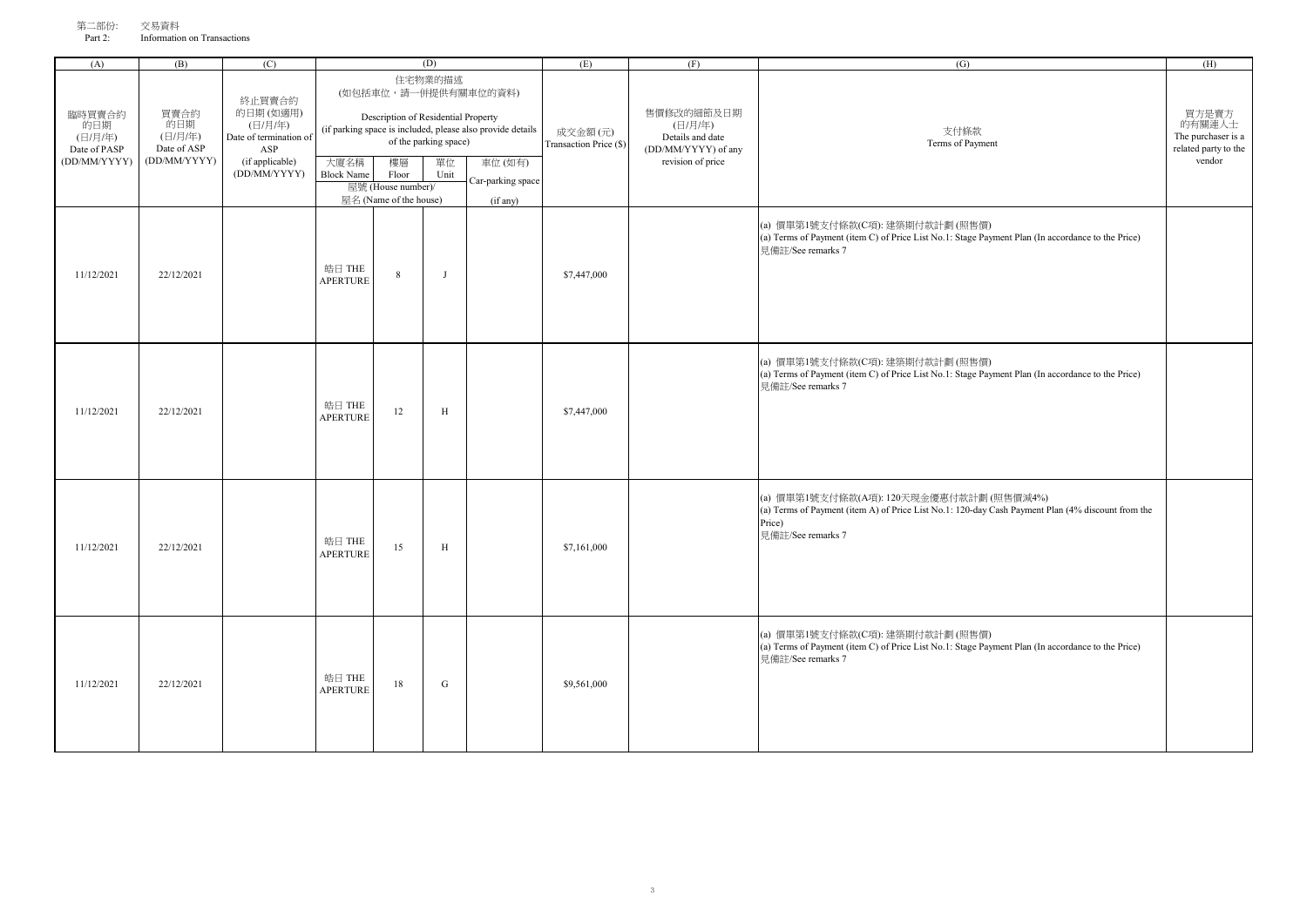第二部份: 交易資料
Part 2: Information on Transactions

| (A) | (B) | (C) | (D) | | | | (E) | (F) | (G) | (H) |
|---|---|---|---|---|---|---|---|---|---|---|
| 臨時買賣合約的日期 (日/月/年) Date of PASP (DD/MM/YYYY) | 買賣合約的日期 (日/月/年) Date of ASP (DD/MM/YYYY) | 終止買賣合約的日期 (如適用) (日/月/年) Date of termination of ASP (if applicable) (DD/MM/YYYY) | 住宅物業的描述 (如包括車位，請一併提供有關車位的資料) Description of Residential Property (if parking space is included, please also provide details of the parking space) | | | | 成交金額 (元) Transaction Price ($) | 售價修改的細節及日期 (日/月/年) Details and date (DD/MM/YYYY) of any revision of price | 支付條款 Terms of Payment | 買方是賣方的有關連人士 The purchaser is a related party to the vendor |
| | | | 大廈名稱 Block Name | 樓層 Floor | 單位 Unit | 車位 (如有) Car-parking space (if any) | | | | |
| | | | 屋號 (House number)/ 屋名 (Name of the house) | | | | | | | |
| 11/12/2021 | 22/12/2021 | | 皓日 THE APERTURE | 8 | J | | $7,447,000 | | (a) 價單第1號支付條款(C項): 建築期付款計劃 (照售價)<br>(a) Terms of Payment (item C) of Price List No.1: Stage Payment Plan (In accordance to the Price)<br>見備註/See remarks 7 | |
| 11/12/2021 | 22/12/2021 | | 皓日 THE APERTURE | 12 | H | | $7,447,000 | | (a) 價單第1號支付條款(C項): 建築期付款計劃 (照售價)<br>(a) Terms of Payment (item C) of Price List No.1: Stage Payment Plan (In accordance to the Price)<br>見備註/See remarks 7 | |
| 11/12/2021 | 22/12/2021 | | 皓日 THE APERTURE | 15 | H | | $7,161,000 | | (a) 價單第1號支付條款(A項): 120天現金優惠付款計劃 (照售價減4%)<br>(a) Terms of Payment (item A) of Price List No.1: 120-day Cash Payment Plan (4% discount from the Price)<br>見備註/See remarks 7 | |
| 11/12/2021 | 22/12/2021 | | 皓日 THE APERTURE | 18 | G | | $9,561,000 | | (a) 價單第1號支付條款(C項): 建築期付款計劃 (照售價)<br>(a) Terms of Payment (item C) of Price List No.1: Stage Payment Plan (In accordance to the Price)<br>見備註/See remarks 7 | |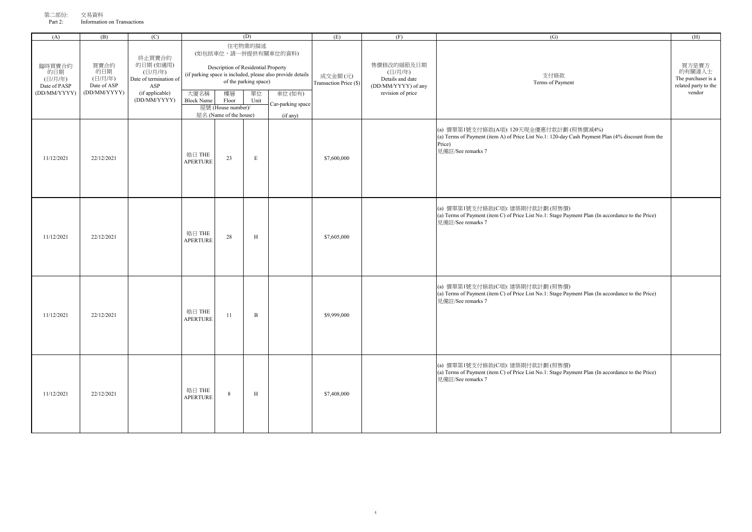第二部份: 交易資料
Part 2: Information on Transactions

| (A) | (B) | (C) | (D) | | | | (E) | (F) | (G) | (H) |
|---|---|---|---|---|---|---|---|---|---|---|
| 臨時買賣合約的日期 (日/月/年) Date of PASP (DD/MM/YYYY) | 買賣合約的日期 (日/月/年) Date of ASP (DD/MM/YYYY) | 終止買賣合約的日期 (如適用) (日/月/年) Date of termination of ASP (if applicable) (DD/MM/YYYY) | 住宅物業的描述 (如包括車位，請一併提供有關車位的資料) Description of Residential Property (if parking space is included, please also provide details of the parking space) | | | | 成交金額 (元) Transaction Price ($) | 售價修改的細節及日期 (日/月/年) Details and date (DD/MM/YYYY) of any revision of price | 支付條款 Terms of Payment | 買方是賣方的有關連人士 The purchaser is a related party to the vendor |
| | | | 大廈名稱 Block Name | 樓層 Floor | 單位 Unit | 車位 (如有) Car-parking space (if any) | | | | |
| | | | 屋號 (House number)/ 屋名 (Name of the house) | | | | | | | |
| 11/12/2021 | 22/12/2021 | | 皓日 THE APERTURE | 23 | E | | $7,600,000 | | (a) 價單第1號支付條款(A項): 120天現金優惠付款計劃 (照售價減4%)<br>(a) Terms of Payment (item A) of Price List No.1: 120-day Cash Payment Plan (4% discount from the Price)<br>見備註/See remarks 7 | |
| 11/12/2021 | 22/12/2021 | | 皓日 THE APERTURE | 28 | H | | $7,605,000 | | (a) 價單第1號支付條款(C項): 建築期付款計劃 (照售價)<br>(a) Terms of Payment (item C) of Price List No.1: Stage Payment Plan (In accordance to the Price)<br>見備註/See remarks 7 | |
| 11/12/2021 | 22/12/2021 | | 皓日 THE APERTURE | 11 | B | | $9,999,000 | | (a) 價單第1號支付條款(C項): 建築期付款計劃 (照售價)<br>(a) Terms of Payment (item C) of Price List No.1: Stage Payment Plan (In accordance to the Price)<br>見備註/See remarks 7 | |
| 11/12/2021 | 22/12/2021 | | 皓日 THE APERTURE | 8 | H | | $7,408,000 | | (a) 價單第1號支付條款(C項): 建築期付款計劃 (照售價)<br>(a) Terms of Payment (item C) of Price List No.1: Stage Payment Plan (In accordance to the Price)<br>見備註/See remarks 7 | |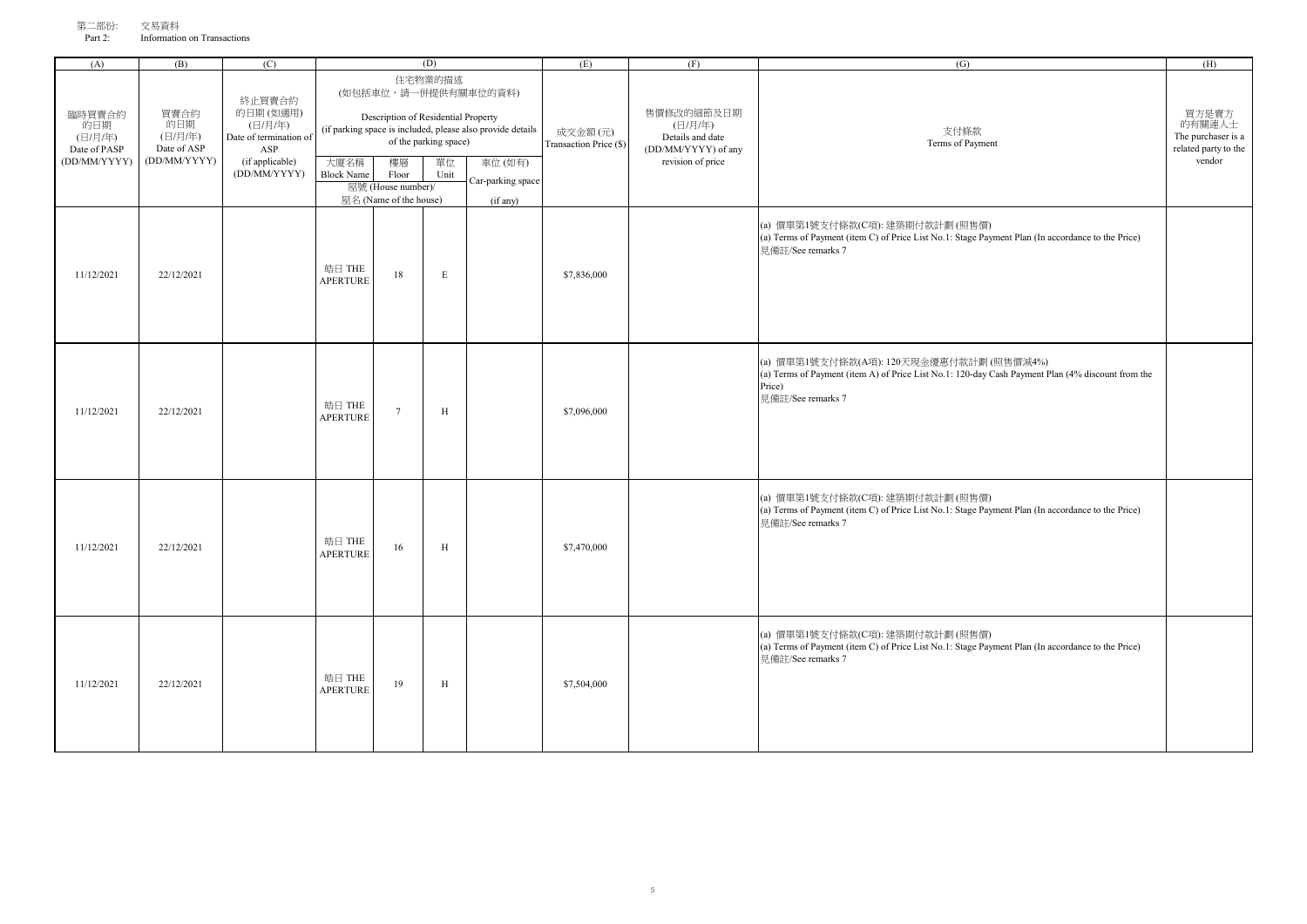第二部份: 交易資料
Part 2: Information on Transactions

| (A) | (B) | (C) | (D) | | | | (E) | (F) | (G) | (H) |
|---|---|---|---|---|---|---|---|---|---|---|
| 臨時買賣合約的日期 (日/月/年) Date of PASP (DD/MM/YYYY) | 買賣合約的日期 (日/月/年) Date of ASP (DD/MM/YYYY) | 終止買賣合約的日期 (如適用) (日/月/年) Date of termination of ASP (if applicable) (DD/MM/YYYY) | 住宅物業的描述 (如包括車位，請一併提供有關車位的資料) Description of Residential Property (if parking space is included, please also provide details of the parking space) | | | | 成交金額 (元) Transaction Price ($) | 售價修改的細節及日期 (日/月/年) Details and date (DD/MM/YYYY) of any revision of price | 支付條款 Terms of Payment | 買方是賣方的有關連人士 The purchaser is a related party to the vendor |
| | | | 大廈名稱 Block Name | 樓層 Floor | 單位 Unit | 車位 (如有) Car-parking space (if any) | | | | |
| | | | 屋名 (Name of the house) | 屋號 (House number)/ | | | | | | |
| 11/12/2021 | 22/12/2021 | | 晧日 THE APERTURE | 18 | E | | $7,836,000 | | (a) 價單第1號支付條款(C項): 建築期付款計劃 (照售價)<br>(a) Terms of Payment (item C) of Price List No.1: Stage Payment Plan (In accordance to the Price)<br>見備註/See remarks 7 | |
| 11/12/2021 | 22/12/2021 | | 晧日 THE APERTURE | 7 | H | | $7,096,000 | | (a) 價單第1號支付條款(A項): 120天現金優惠付款計劃 (照售價減4%)<br>(a) Terms of Payment (item A) of Price List No.1: 120-day Cash Payment Plan (4% discount from the Price)<br>見備註/See remarks 7 | |
| 11/12/2021 | 22/12/2021 | | 晧日 THE APERTURE | 16 | H | | $7,470,000 | | (a) 價單第1號支付條款(C項): 建築期付款計劃 (照售價)<br>(a) Terms of Payment (item C) of Price List No.1: Stage Payment Plan (In accordance to the Price)<br>見備註/See remarks 7 | |
| 11/12/2021 | 22/12/2021 | | 晧日 THE APERTURE | 19 | H | | $7,504,000 | | (a) 價單第1號支付條款(C項): 建築期付款計劃 (照售價)<br>(a) Terms of Payment (item C) of Price List No.1: Stage Payment Plan (In accordance to the Price)<br>見備註/See remarks 7 | |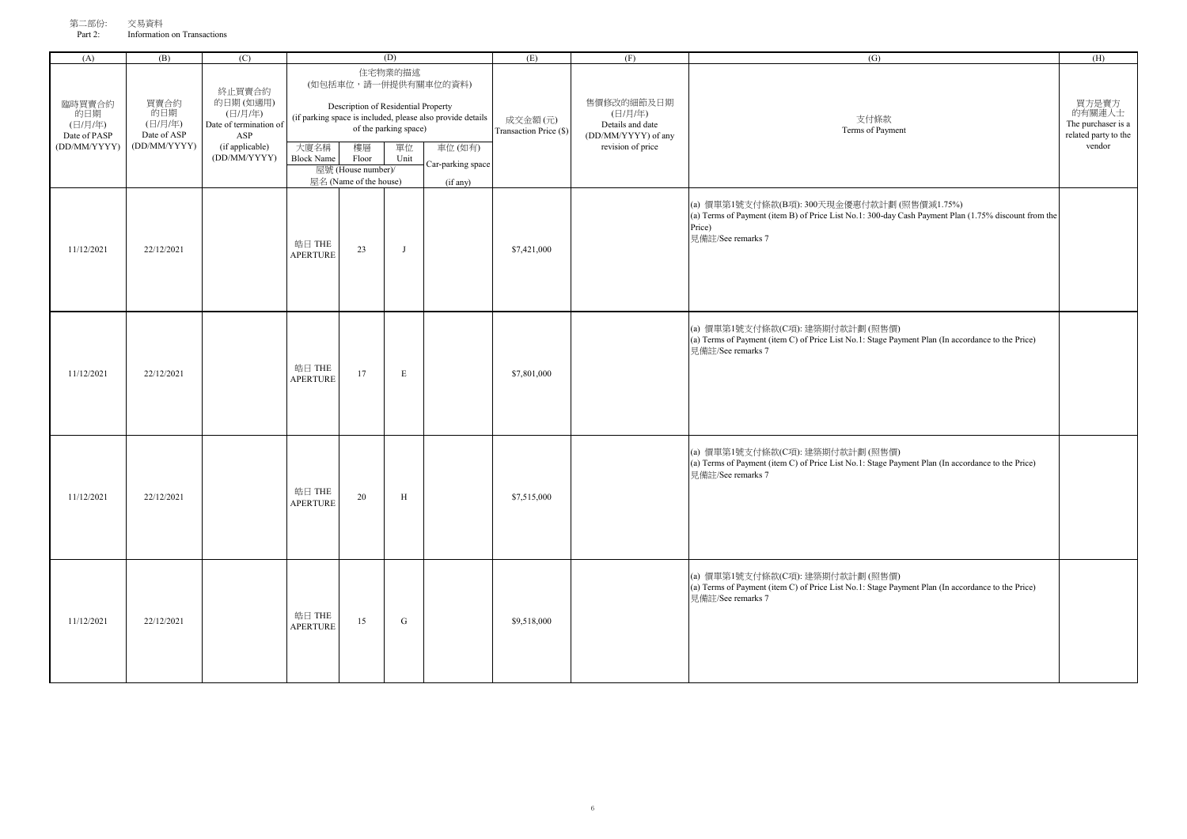第二部份: 交易資料
Part 2: Information on Transactions

| (A) | (B) | (C) | (D) | | | | (E) | (F) | (G) | (H) |
|---|---|---|---|---|---|---|---|---|---|---|
| 臨時買賣合約的日期 (日/月/年) Date of PASP (DD/MM/YYYY) | 買賣合約的日期 (日/月/年) Date of ASP (DD/MM/YYYY) | 終止買賣合約的日期 (如適用) (日/月/年) Date of termination of ASP (if applicable) (DD/MM/YYYY) | 住宅物業的描述 (如包括車位，請一併提供有關車位的資料) Description of Residential Property (if parking space is included, please also provide details of the parking space) | | | | 成交金額 (元) Transaction Price ($) | 售價修改的細節及日期 (日/月/年) Details and date (DD/MM/YYYY) of any revision of price | 支付條款 Terms of Payment | 買方是賣方的有關連人士 The purchaser is a related party to the vendor |
| | | | 大廈名稱 Block Name | 樓層 Floor | 單位 Unit | 車位 (如有) Car-parking space (if any) | | | | |
| | | | 屋號 (House number)/ 屋名 (Name of the house) | | | | | | | |
| 11/12/2021 | 22/12/2021 | | 皓日 THE APERTURE | 23 | J | | $7,421,000 | | (a) 價單第1號支付條款(B項): 300天現金優惠付款計劃 (照售價減1.75%)<br>(a) Terms of Payment (item B) of Price List No.1: 300-day Cash Payment Plan (1.75% discount from the Price)<br>見備註/See remarks 7 | |
| 11/12/2021 | 22/12/2021 | | 皓日 THE APERTURE | 17 | E | | $7,801,000 | | (a) 價單第1號支付條款(C項): 建築期付款計劃 (照售價)<br>(a) Terms of Payment (item C) of Price List No.1: Stage Payment Plan (In accordance to the Price)<br>見備註/See remarks 7 | |
| 11/12/2021 | 22/12/2021 | | 皓日 THE APERTURE | 20 | H | | $7,515,000 | | (a) 價單第1號支付條款(C項): 建築期付款計劃 (照售價)<br>(a) Terms of Payment (item C) of Price List No.1: Stage Payment Plan (In accordance to the Price)<br>見備註/See remarks 7 | |
| 11/12/2021 | 22/12/2021 | | 皓日 THE APERTURE | 15 | G | | $9,518,000 | | (a) 價單第1號支付條款(C項): 建築期付款計劃 (照售價)<br>(a) Terms of Payment (item C) of Price List No.1: Stage Payment Plan (In accordance to the Price)<br>見備註/See remarks 7 | |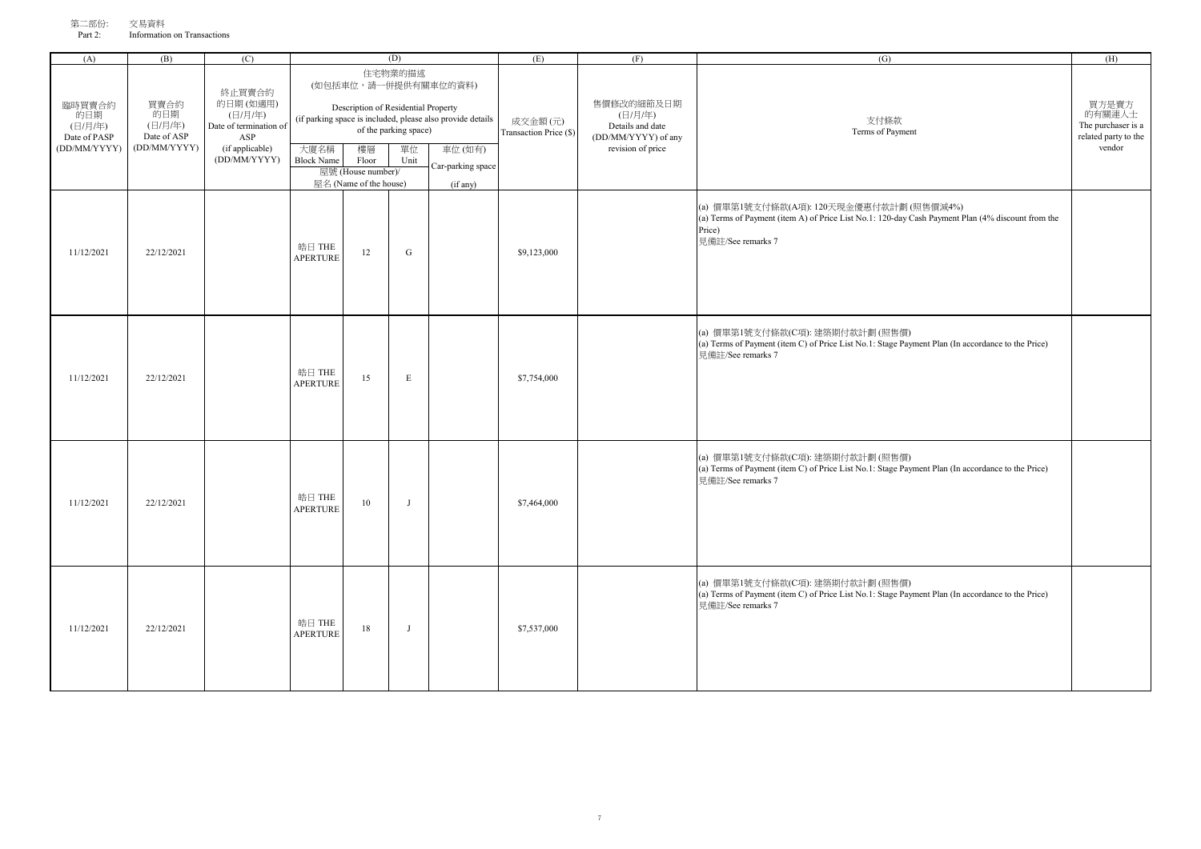第二部份: 交易資料
Part 2: Information on Transactions

| (A) | (B) | (C) | (D) | | | | (E) | (F) | (G) | (H) |
|---|---|---|---|---|---|---|---|---|---|---|
| 臨時買賣合約的日期 (日/月/年) Date of PASP (DD/MM/YYYY) | 買賣合約的日期 (日/月/年) Date of ASP (DD/MM/YYYY) | 終止買賣合約的日期 (如適用) (日/月/年) Date of termination of ASP (if applicable) (DD/MM/YYYY) | 住宅物業的描述 (如包括車位，請一併提供有關車位的資料) Description of Residential Property (if parking space is included, please also provide details of the parking space) | | | | 成交金額 (元) Transaction Price ($) | 售價修改的細節及日期 (日/月/年) Details and date (DD/MM/YYYY) of any revision of price | 支付條款 Terms of Payment | 買方是賣方的有關連人士 The purchaser is a related party to the vendor |
| | | | 大廈名稱 Block Name | 樓層 Floor | 單位 Unit | 車位 (如有) Car-parking space (if any) | | | | |
| | | | 屋號 (House number)/ 屋名 (Name of the house) | | | | | | | |
| 11/12/2021 | 22/12/2021 | | 晧日 THE APERTURE | 12 | G | | $9,123,000 | | (a) 價單第1號支付條款(A項): 120天現金優惠付款計劃 (照售價減4%)<br>(a) Terms of Payment (item A) of Price List No.1: 120-day Cash Payment Plan (4% discount from the Price)<br>見備註/See remarks 7 | |
| 11/12/2021 | 22/12/2021 | | 晧日 THE APERTURE | 15 | E | | $7,754,000 | | (a) 價單第1號支付條款(C項): 建築期付款計劃 (照售價)<br>(a) Terms of Payment (item C) of Price List No.1: Stage Payment Plan (In accordance to the Price)<br>見備註/See remarks 7 | |
| 11/12/2021 | 22/12/2021 | | 晧日 THE APERTURE | 10 | J | | $7,464,000 | | (a) 價單第1號支付條款(C項): 建築期付款計劃 (照售價)<br>(a) Terms of Payment (item C) of Price List No.1: Stage Payment Plan (In accordance to the Price)<br>見備註/See remarks 7 | |
| 11/12/2021 | 22/12/2021 | | 晧日 THE APERTURE | 18 | J | | $7,537,000 | | (a) 價單第1號支付條款(C項): 建築期付款計劃 (照售價)<br>(a) Terms of Payment (item C) of Price List No.1: Stage Payment Plan (In accordance to the Price)<br>見備註/See remarks 7 | |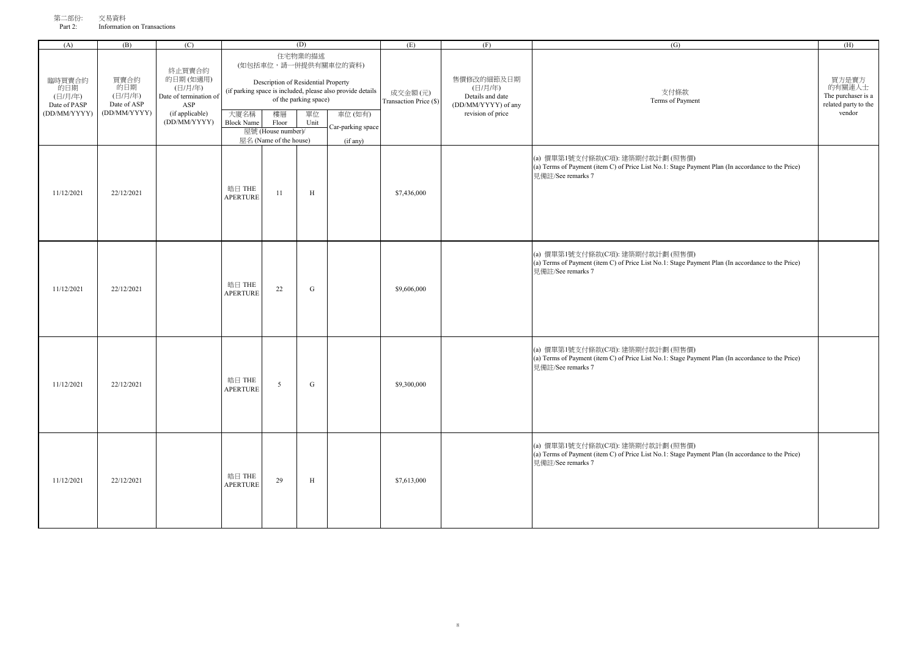第二部份: 交易資料
Part 2: Information on Transactions

| (A) | (B) | (C) | (D) | | | | (E) | (F) | (G) | (H) |
|---|---|---|---|---|---|---|---|---|---|---|
| 臨時買賣合約的日期 (日/月/年) Date of PASP (DD/MM/YYYY) | 買賣合約的日期 (日/月/年) Date of ASP (DD/MM/YYYY) | 終止買賣合約的日期 (如適用) (日/月/年) Date of termination of ASP (if applicable) (DD/MM/YYYY) | 住宅物業的描述 (如包括車位，請一併提供有關車位的資料) Description of Residential Property (if parking space is included, please also provide details of the parking space) | | | | 成交金額 (元) Transaction Price ($) | 售價修改的細節及日期 (日/月/年) Details and date (DD/MM/YYYY) of any revision of price | 支付條款 Terms of Payment | 買方是賣方的有關連人士 The purchaser is a related party to the vendor |
| | | | 大廈名稱 Block Name | 樓層 Floor | 單位 Unit | 車位 (如有) Car-parking space (if any) | | | | |
| | | | 屋號 (House number)/ 屋名 (Name of the house) | | | | | | | |
| 11/12/2021 | 22/12/2021 | | 皓日 THE APERTURE | 11 | H | | $7,436,000 | | (a) 價單第1號支付條款(C項): 建築期付款計劃 (照售價)<br>(a) Terms of Payment (item C) of Price List No.1: Stage Payment Plan (In accordance to the Price)<br>見備註/See remarks 7 | |
| 11/12/2021 | 22/12/2021 | | 皓日 THE APERTURE | 22 | G | | $9,606,000 | | (a) 價單第1號支付條款(C項): 建築期付款計劃 (照售價)<br>(a) Terms of Payment (item C) of Price List No.1: Stage Payment Plan (In accordance to the Price)<br>見備註/See remarks 7 | |
| 11/12/2021 | 22/12/2021 | | 皓日 THE APERTURE | 5 | G | | $9,300,000 | | (a) 價單第1號支付條款(C項): 建築期付款計劃 (照售價)<br>(a) Terms of Payment (item C) of Price List No.1: Stage Payment Plan (In accordance to the Price)<br>見備註/See remarks 7 | |
| 11/12/2021 | 22/12/2021 | | 皓日 THE APERTURE | 29 | H | | $7,613,000 | | (a) 價單第1號支付條款(C項): 建築期付款計劃 (照售價)<br>(a) Terms of Payment (item C) of Price List No.1: Stage Payment Plan (In accordance to the Price)<br>見備註/See remarks 7 | |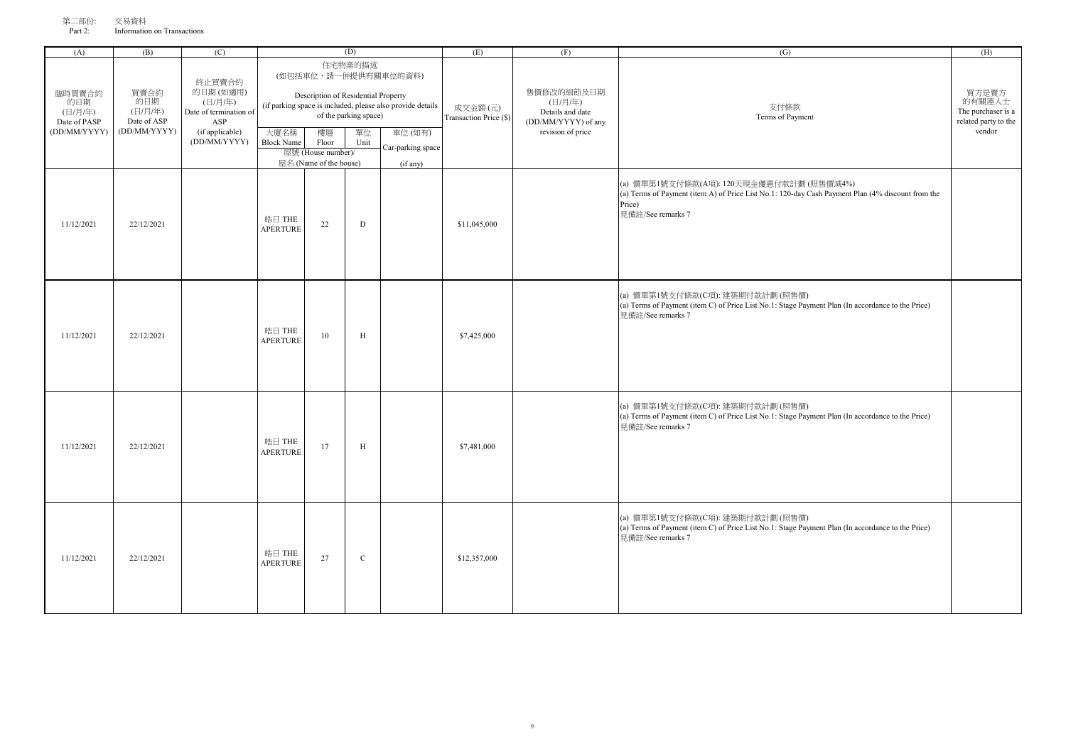第二部份: 交易資料
Part 2: Information on Transactions

| (A) | (B) | (C) | (D) | | | | (E) | (F) | (G) | (H) |
|---|---|---|---|---|---|---|---|---|---|---|
| 臨時買賣合約的日期 (日/月/年) Date of PASP (DD/MM/YYYY) | 買賣合約的日期 (日/月/年) Date of ASP (DD/MM/YYYY) | 終止買賣合約的日期 (如適用) (日/月/年) Date of termination of ASP (if applicable) (DD/MM/YYYY) | 住宅物業的描述 (如包括車位，請一併提供有關車位的資料) Description of Residential Property (if parking space is included, please also provide details of the parking space) | | | | 成交金額 (元) Transaction Price ($) | 售價修改的細節及日期 (日/月/年) Details and date (DD/MM/YYYY) of any revision of price | 支付條款 Terms of Payment | 買方是賣方的有關連人士 The purchaser is a related party to the vendor |
| | | | 大廈名稱 Block Name | 樓層 Floor | 單位 Unit | 車位 (如有) Car-parking space (if any) | | | | |
| | | | 屋號 (House number)/ 屋名 (Name of the house) | | | | | | | |
| 11/12/2021 | 22/12/2021 | | 皓日 THE APERTURE | 22 | D | | $11,045,000 | | (a) 價單第1號支付條款(A項): 120天現金優惠付款計劃 (照售價減4%)<br>(a) Terms of Payment (item A) of Price List No.1: 120-day Cash Payment Plan (4% discount from the Price)<br>見備註/See remarks 7 | |
| 11/12/2021 | 22/12/2021 | | 皓日 THE APERTURE | 10 | H | | $7,425,000 | | (a) 價單第1號支付條款(C項): 建築期付款計劃 (照售價)<br>(a) Terms of Payment (item C) of Price List No.1: Stage Payment Plan (In accordance to the Price)<br>見備註/See remarks 7 | |
| 11/12/2021 | 22/12/2021 | | 皓日 THE APERTURE | 17 | H | | $7,481,000 | | (a) 價單第1號支付條款(C項): 建築期付款計劃 (照售價)<br>(a) Terms of Payment (item C) of Price List No.1: Stage Payment Plan (In accordance to the Price)<br>見備註/See remarks 7 | |
| 11/12/2021 | 22/12/2021 | | 皓日 THE APERTURE | 27 | C | | $12,357,000 | | (a) 價單第1號支付條款(C項): 建築期付款計劃 (照售價)<br>(a) Terms of Payment (item C) of Price List No.1: Stage Payment Plan (In accordance to the Price)<br>見備註/See remarks 7 | |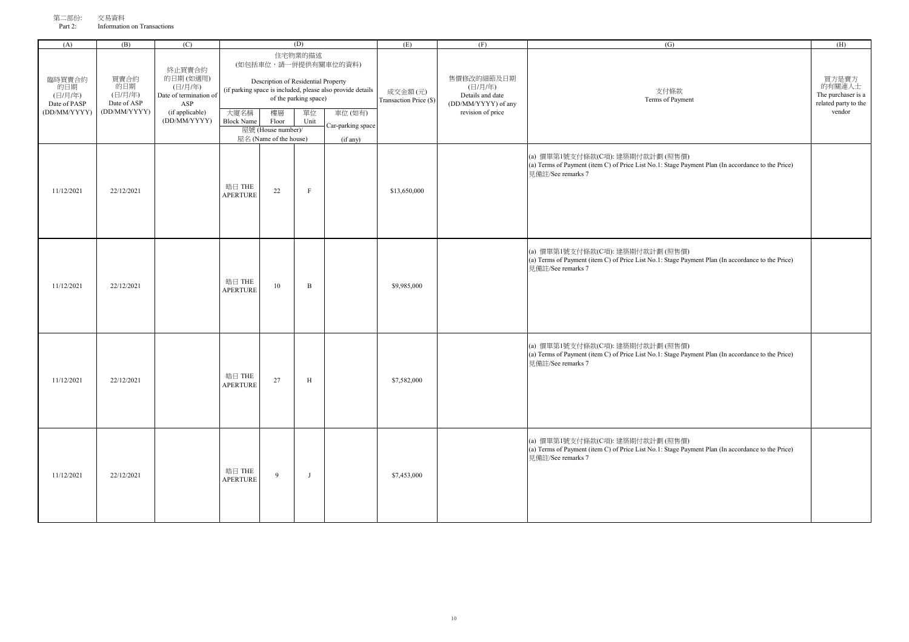第二部份: 交易資料
Part 2: Information on Transactions

| (A) | (B) | (C) | (D) | | | | (E) | (F) | (G) | (H) |
|---|---|---|---|---|---|---|---|---|---|---|
| 臨時買賣合約的日期 (日/月/年) Date of PASP (DD/MM/YYYY) | 買賣合約的日期 (日/月/年) Date of ASP (DD/MM/YYYY) | 終止買賣合約的日期 (如適用) (日/月/年) Date of termination of ASP (if applicable) (DD/MM/YYYY) | 住宅物業的描述 (如包括車位，請一併提供有關車位的資料) Description of Residential Property (if parking space is included, please also provide details of the parking space) | | | | 成交金額 (元) Transaction Price ($) | 售價修改的細節及日期 (日/月/年) Details and date (DD/MM/YYYY) of any revision of price | 支付條款 Terms of Payment | 買方是賣方的有關連人士 The purchaser is a related party to the vendor |
| | | | 大廈名稱 Block Name | 樓層 Floor | 單位 Unit | 車位 (如有) Car-parking space (if any) | | | | |
| | | | 屋號 (House number)/ 屋名 (Name of the house) | | | | | | | |
| 11/12/2021 | 22/12/2021 | | 晧日 THE APERTURE | 22 | F | | $13,650,000 | | (a) 價單第1號支付條款(C項): 建築期付款計劃 (照售價)<br>(a) Terms of Payment (item C) of Price List No.1: Stage Payment Plan (In accordance to the Price)<br>見備註/See remarks 7 | |
| 11/12/2021 | 22/12/2021 | | 晧日 THE APERTURE | 10 | B | | $9,985,000 | | (a) 價單第1號支付條款(C項): 建築期付款計劃 (照售價)<br>(a) Terms of Payment (item C) of Price List No.1: Stage Payment Plan (In accordance to the Price)<br>見備註/See remarks 7 | |
| 11/12/2021 | 22/12/2021 | | 晧日 THE APERTURE | 27 | H | | $7,582,000 | | (a) 價單第1號支付條款(C項): 建築期付款計劃 (照售價)<br>(a) Terms of Payment (item C) of Price List No.1: Stage Payment Plan (In accordance to the Price)<br>見備註/See remarks 7 | |
| 11/12/2021 | 22/12/2021 | | 晧日 THE APERTURE | 9 | J | | $7,453,000 | | (a) 價單第1號支付條款(C項): 建築期付款計劃 (照售價)<br>(a) Terms of Payment (item C) of Price List No.1: Stage Payment Plan (In accordance to the Price)<br>見備註/See remarks 7 | |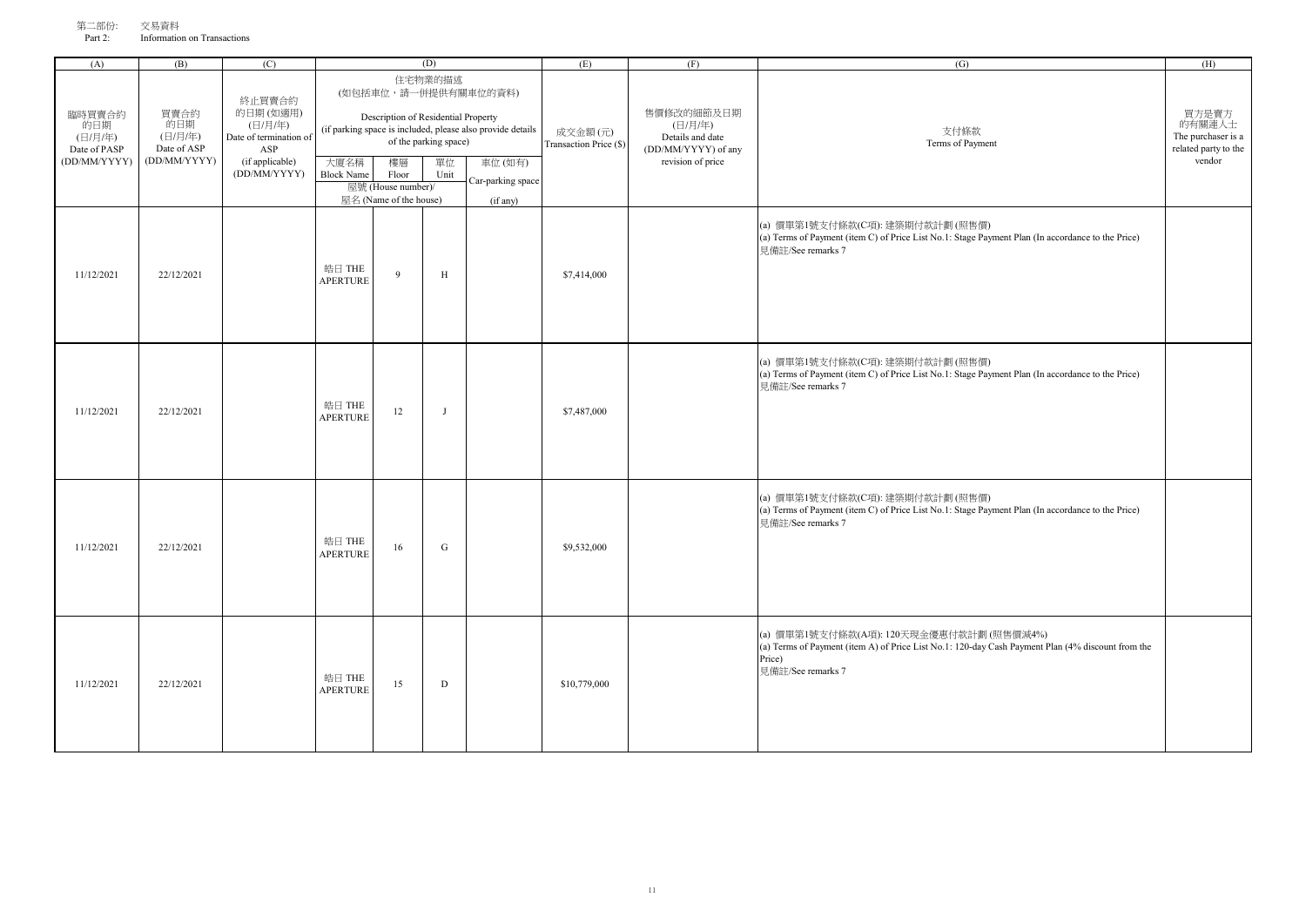第二部份: 交易資料
Part 2: Information on Transactions

| (A) | (B) | (C) | (D) | | | | (E) | (F) | (G) | (H) |
|---|---|---|---|---|---|---|---|---|---|---|
| 臨時買賣合約的日期 (日/月/年) Date of PASP (DD/MM/YYYY) | 買賣合約的日期 (日/月/年) Date of ASP (DD/MM/YYYY) | 終止買賣合約的日期 (如適用) (日/月/年) Date of termination of ASP (if applicable) (DD/MM/YYYY) | 住宅物業的描述 (如包括車位，請一併提供有關車位的資料) Description of Residential Property (if parking space is included, please also provide details of the parking space) | | | | 成交金額 (元) Transaction Price ($) | 售價修改的細節及日期 (日/月/年) Details and date (DD/MM/YYYY) of any revision of price | 支付條款 Terms of Payment | 買方是賣方的有關連人士 The purchaser is a related party to the vendor |
| | | | 大廈名稱 Block Name | 樓層 Floor | 單位 Unit | 車位 (如有) Car-parking space (if any) | | | | |
| | | | 屋號 (House number)/ 屋名 (Name of the house) | | | | | | | |
| 11/12/2021 | 22/12/2021 | | 皓日 THE APERTURE | 9 | H | | $7,414,000 | | (a) 價單第1號支付條款(C項): 建築期付款計劃 (照售價)<br>(a) Terms of Payment (item C) of Price List No.1: Stage Payment Plan (In accordance to the Price)<br>見備註/See remarks 7 | |
| 11/12/2021 | 22/12/2021 | | 皓日 THE APERTURE | 12 | J | | $7,487,000 | | (a) 價單第1號支付條款(C項): 建築期付款計劃 (照售價)<br>(a) Terms of Payment (item C) of Price List No.1: Stage Payment Plan (In accordance to the Price)<br>見備註/See remarks 7 | |
| 11/12/2021 | 22/12/2021 | | 皓日 THE APERTURE | 16 | G | | $9,532,000 | | (a) 價單第1號支付條款(C項): 建築期付款計劃 (照售價)<br>(a) Terms of Payment (item C) of Price List No.1: Stage Payment Plan (In accordance to the Price)<br>見備註/See remarks 7 | |
| 11/12/2021 | 22/12/2021 | | 皓日 THE APERTURE | 15 | D | | $10,779,000 | | (a) 價單第1號支付條款(A項): 120天現金優惠付款計劃 (照售價減4%)<br>(a) Terms of Payment (item A) of Price List No.1: 120-day Cash Payment Plan (4% discount from the Price)<br>見備註/See remarks 7 | |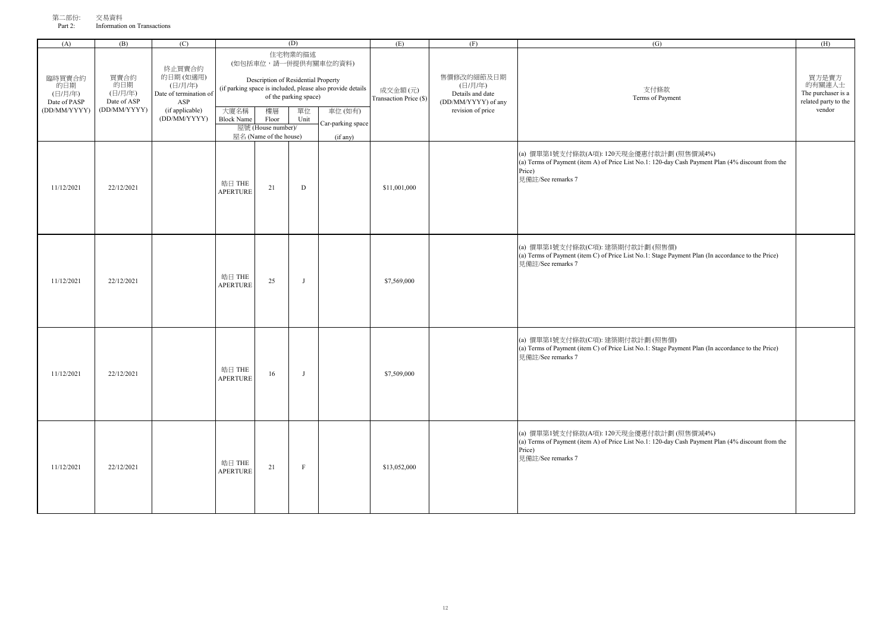第二部份: 交易資料

Part 2: Information on Transactions

| (A) | (B) | (C) | (D) | | | | (E) | (F) | (G) | (H) |
|---|---|---|---|---|---|---|---|---|---|---|
| 臨時買賣合約的日期 (日/月/年) Date of PASP (DD/MM/YYYY) | 買賣合約的日期 (日/月/年) Date of ASP (DD/MM/YYYY) | 終止買賣合約的日期 (如適用) (日/月/年) Date of termination of ASP (if applicable) (DD/MM/YYYY) | 住宅物業的描述 (如包括車位，請一併提供有關車位的資料) Description of Residential Property (if parking space is included, please also provide details of the parking space) | | | | 成交金額 (元) Transaction Price ($) | 售價修改的細節及日期 (日/月/年) Details and date (DD/MM/YYYY) of any revision of price | 支付條款 Terms of Payment | 買方是賣方的有關連人士 The purchaser is a related party to the vendor |
| | | | 大廈名稱 Block Name | 樓層 Floor | 單位 Unit | 車位 (如有) Car-parking space (if any) | | | | |
| | | | 屋號 (House number)/ 屋名 (Name of the house) | | | | | | | |
| 11/12/2021 | 22/12/2021 | | 晧日 THE APERTURE | 21 | D | | $11,001,000 | | (a) 價單第1號支付條款(A項): 120天現金優惠付款計劃 (照售價減4%)<br>(a) Terms of Payment (item A) of Price List No.1: 120-day Cash Payment Plan (4% discount from the Price)<br>見備註/See remarks 7 | |
| 11/12/2021 | 22/12/2021 | | 晧日 THE APERTURE | 25 | J | | $7,569,000 | | (a) 價單第1號支付條款(C項): 建築期付款計劃 (照售價)<br>(a) Terms of Payment (item C) of Price List No.1: Stage Payment Plan (In accordance to the Price)<br>見備註/See remarks 7 | |
| 11/12/2021 | 22/12/2021 | | 晧日 THE APERTURE | 16 | J | | $7,509,000 | | (a) 價單第1號支付條款(C項): 建築期付款計劃 (照售價)<br>(a) Terms of Payment (item C) of Price List No.1: Stage Payment Plan (In accordance to the Price)<br>見備註/See remarks 7 | |
| 11/12/2021 | 22/12/2021 | | 晧日 THE APERTURE | 21 | F | | $13,052,000 | | (a) 價單第1號支付條款(A項): 120天現金優惠付款計劃 (照售價減4%)<br>(a) Terms of Payment (item A) of Price List No.1: 120-day Cash Payment Plan (4% discount from the Price)<br>見備註/See remarks 7 | |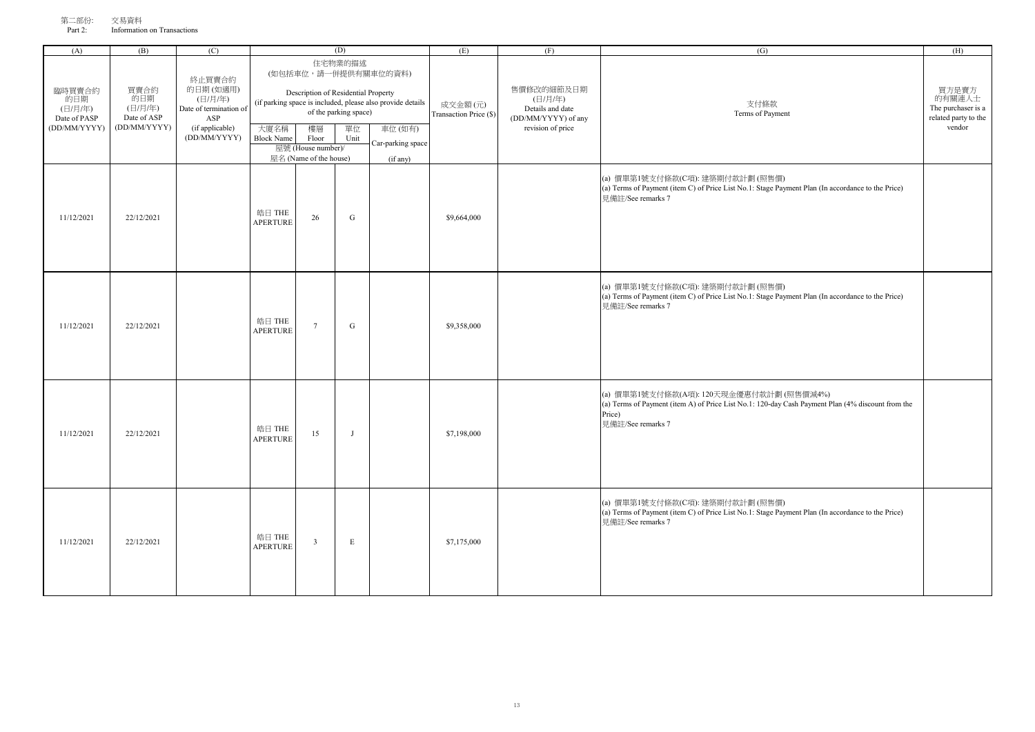第二部份: 交易資料
Part 2: Information on Transactions

| (A) | (B) | (C) | (D) | | | | (E) | (F) | (G) | (H) |
|---|---|---|---|---|---|---|---|---|---|---|
| 臨時買賣合約的日期 (日/月/年) Date of PASP (DD/MM/YYYY) | 買賣合約的日期 (日/月/年) Date of ASP (DD/MM/YYYY) | 終止買賣合約的日期 (如適用) (日/月/年) Date of termination of ASP (if applicable) (DD/MM/YYYY) | 住宅物業的描述 (如包括車位，請一併提供有關車位的資料) Description of Residential Property (if parking space is included, please also provide details of the parking space) | | | | 成交金額 (元) Transaction Price ($) | 售價修改的細節及日期 (日/月/年) Details and date (DD/MM/YYYY) of any revision of price | 支付條款 Terms of Payment | 買方是賣方的有關連人士 The purchaser is a related party to the vendor |
| | | | 大廈名稱 Block Name | 樓層 Floor | 單位 Unit | 車位 (如有) Car-parking space (if any) | | | | |
| | | | 屋號 (House number)/ 屋名 (Name of the house) | | | | | | | |
| 11/12/2021 | 22/12/2021 | | 皓日 THE APERTURE | 26 | G | | $9,664,000 | | (a) 價單第1號支付條款(C項): 建築期付款計劃 (照售價)<br>(a) Terms of Payment (item C) of Price List No.1: Stage Payment Plan (In accordance to the Price)<br>見備註/See remarks 7 | |
| 11/12/2021 | 22/12/2021 | | 皓日 THE APERTURE | 7 | G | | $9,358,000 | | (a) 價單第1號支付條款(C項): 建築期付款計劃 (照售價)<br>(a) Terms of Payment (item C) of Price List No.1: Stage Payment Plan (In accordance to the Price)<br>見備註/See remarks 7 | |
| 11/12/2021 | 22/12/2021 | | 皓日 THE APERTURE | 15 | J | | $7,198,000 | | (a) 價單第1號支付條款(A項): 120天現金優惠付款計劃 (照售價減4%)<br>(a) Terms of Payment (item A) of Price List No.1: 120-day Cash Payment Plan (4% discount from the Price)<br>見備註/See remarks 7 | |
| 11/12/2021 | 22/12/2021 | | 皓日 THE APERTURE | 3 | E | | $7,175,000 | | (a) 價單第1號支付條款(C項): 建築期付款計劃 (照售價)<br>(a) Terms of Payment (item C) of Price List No.1: Stage Payment Plan (In accordance to the Price)<br>見備註/See remarks 7 | |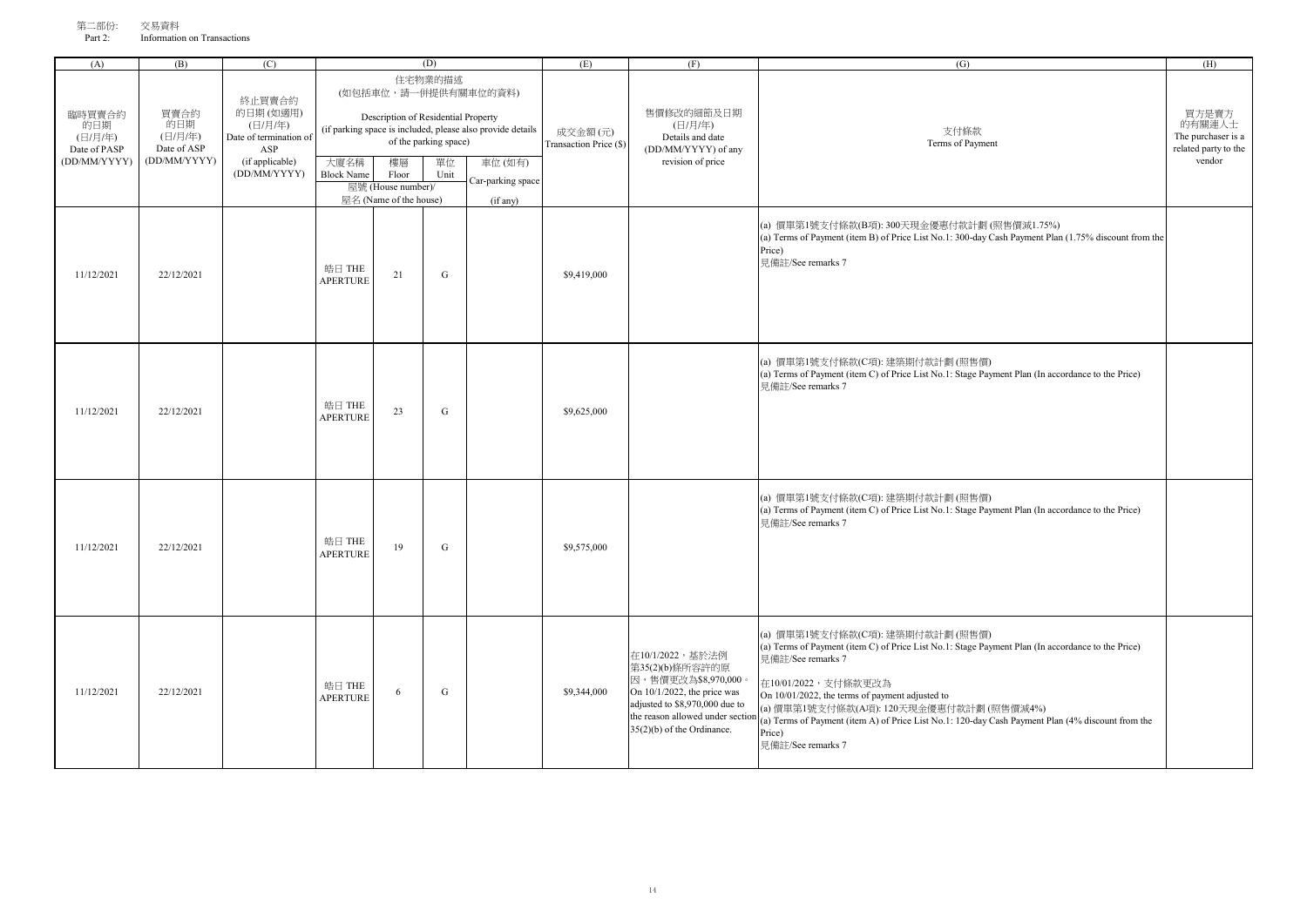第二部份: 交易資料
Part 2: Information on Transactions

| (A) | (B) | (C) | (D) | | | | (E) | (F) | (G) | (H) |
|---|---|---|---|---|---|---|---|---|---|---|
| 臨時買賣合約的日期 (日/月/年) Date of PASP (DD/MM/YYYY) | 買賣合約的日期 (日/月/年) Date of ASP (DD/MM/YYYY) | 終止買賣合約的日期 (如適用) (日/月/年) Date of termination of ASP (if applicable) (DD/MM/YYYY) | 住宅物業的描述 (如包括車位，請一併提供有關車位的資料) Description of Residential Property (if parking space is included, please also provide details of the parking space) | | | | 成交金額 (元) Transaction Price ($) | 售價修改的細節及日期 (日/月/年) Details and date (DD/MM/YYYY) of any revision of price | 支付條款 Terms of Payment | 買方是賣方的有關連人士 The purchaser is a related party to the vendor |
| | | | 大廈名稱 Block Name | 樓層 Floor | 單位 Unit | 車位 (如有) Car-parking space (if any) | | | | |
| | | | 屋號 (House number)/ 屋名 (Name of the house) | | | | | | | |
| 11/12/2021 | 22/12/2021 | | 皓日 THE APERTURE | 21 | G | | $9,419,000 | | (a) 價單第1號支付條款(B項): 300天現金優惠付款計劃 (照售價減1.75%)<br>(a) Terms of Payment (item B) of Price List No.1: 300-day Cash Payment Plan (1.75% discount from the Price)<br>見備註/See remarks 7 | |
| 11/12/2021 | 22/12/2021 | | 皓日 THE APERTURE | 23 | G | | $9,625,000 | | (a) 價單第1號支付條款(C項): 建築期付款計劃 (照售價)<br>(a) Terms of Payment (item C) of Price List No.1: Stage Payment Plan (In accordance to the Price)<br>見備註/See remarks 7 | |
| 11/12/2021 | 22/12/2021 | | 皓日 THE APERTURE | 19 | G | | $9,575,000 | | (a) 價單第1號支付條款(C項): 建築期付款計劃 (照售價)<br>(a) Terms of Payment (item C) of Price List No.1: Stage Payment Plan (In accordance to the Price)<br>見備註/See remarks 7 | |
| 11/12/2021 | 22/12/2021 | | 皓日 THE APERTURE | 6 | G | | $9,344,000 | 在10/1/2022，基於法例第35(2)(b)條所容許的原因，售價更改為$8,970,000。<br>On 10/1/2022, the price was adjusted to $8,970,000 due to the reason allowed under section 35(2)(b) of the Ordinance. | (a) 價單第1號支付條款(C項): 建築期付款計劃 (照售價)<br>(a) Terms of Payment (item C) of Price List No.1: Stage Payment Plan (In accordance to the Price)<br>見備註/See remarks 7<br><br>在10/01/2022，支付條款更改為<br>On 10/01/2022, the terms of payment adjusted to<br>(a) 價單第1號支付條款(A項): 120天現金優惠付款計劃 (照售價減4%)<br>(a) Terms of Payment (item A) of Price List No.1: 120-day Cash Payment Plan (4% discount from the Price)<br>見備註/See remarks 7 | |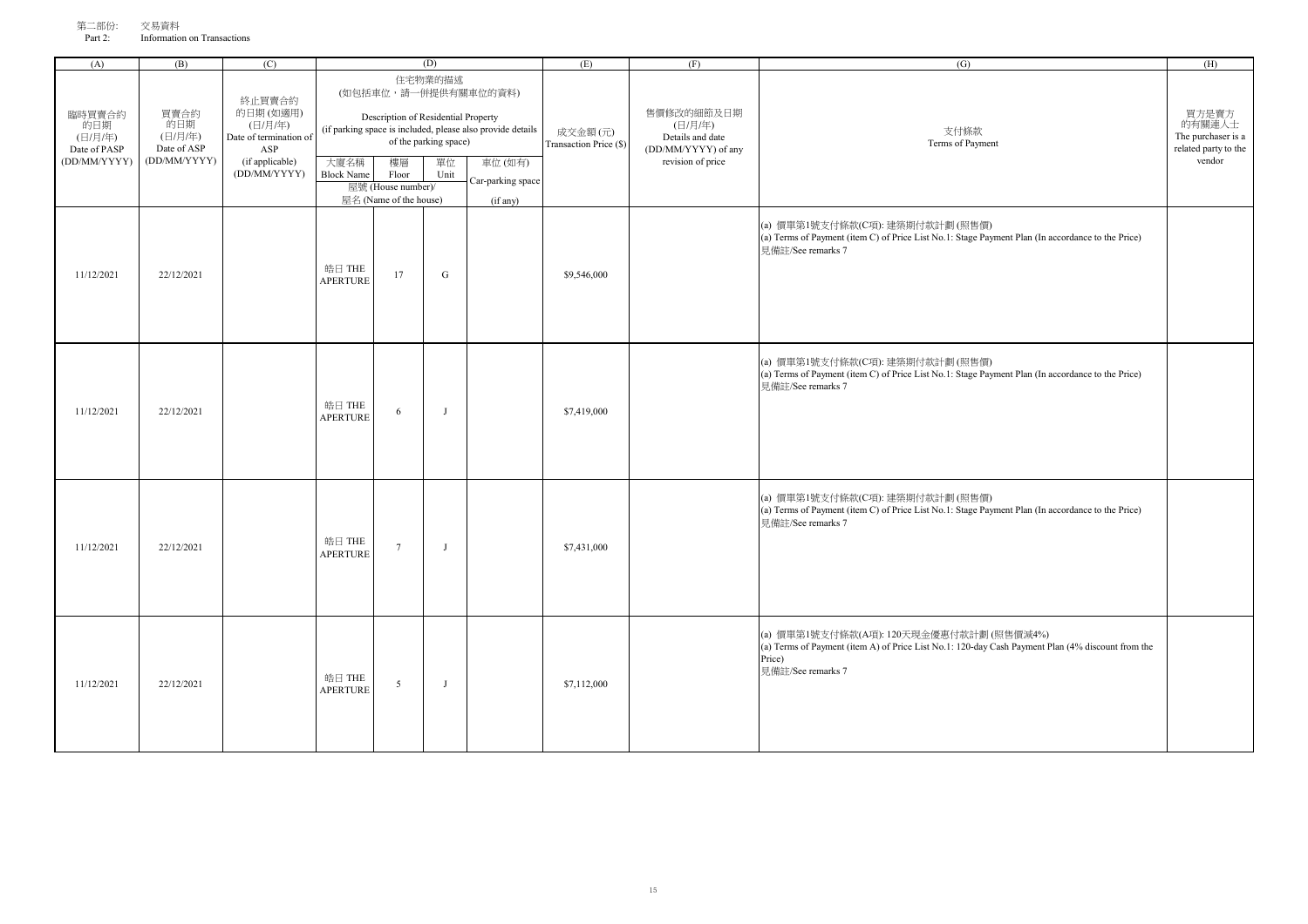第二部份: 交易資料
Part 2: Information on Transactions

| (A) | (B) | (C) | (D) | | | | (E) | (F) | (G) | (H) |
|---|---|---|---|---|---|---|---|---|---|---|
| 臨時買賣合約的日期 (日/月/年) Date of PASP (DD/MM/YYYY) | 買賣合約的日期 (日/月/年) Date of ASP (DD/MM/YYYY) | 終止買賣合約的日期 (如適用) (日/月/年) Date of termination of ASP (if applicable) (DD/MM/YYYY) | 住宅物業的描述 (如包括車位，請一併提供有關車位的資料) Description of Residential Property (if parking space is included, please also provide details of the parking space) | | | | 成交金額 (元) Transaction Price ($) | 售價修改的細節及日期 (日/月/年) Details and date (DD/MM/YYYY) of any revision of price | 支付條款 Terms of Payment | 買方是賣方的有關連人士 The purchaser is a related party to the vendor |
| | | | 大廈名稱 Block Name | 樓層 Floor | 單位 Unit | 車位 (如有) Car-parking space (if any) | | | | |
| | | | 屋號 (House number)/ 屋名 (Name of the house) | | | | | | | |
| 11/12/2021 | 22/12/2021 | | 皓日 THE APERTURE | 17 | G | | $9,546,000 | | (a) 價單第1號支付條款(C項): 建築期付款計劃 (照售價)<br>(a) Terms of Payment (item C) of Price List No.1: Stage Payment Plan (In accordance to the Price)<br>見備註/See remarks 7 | |
| 11/12/2021 | 22/12/2021 | | 皓日 THE APERTURE | 6 | J | | $7,419,000 | | (a) 價單第1號支付條款(C項): 建築期付款計劃 (照售價)<br>(a) Terms of Payment (item C) of Price List No.1: Stage Payment Plan (In accordance to the Price)<br>見備註/See remarks 7 | |
| 11/12/2021 | 22/12/2021 | | 皓日 THE APERTURE | 7 | J | | $7,431,000 | | (a) 價單第1號支付條款(C項): 建築期付款計劃 (照售價)<br>(a) Terms of Payment (item C) of Price List No.1: Stage Payment Plan (In accordance to the Price)<br>見備註/See remarks 7 | |
| 11/12/2021 | 22/12/2021 | | 皓日 THE APERTURE | 5 | J | | $7,112,000 | | (a) 價單第1號支付條款(A項): 120天現金優惠付款計劃 (照售價減4%)<br>(a) Terms of Payment (item A) of Price List No.1: 120-day Cash Payment Plan (4% discount from the Price)<br>見備註/See remarks 7 | |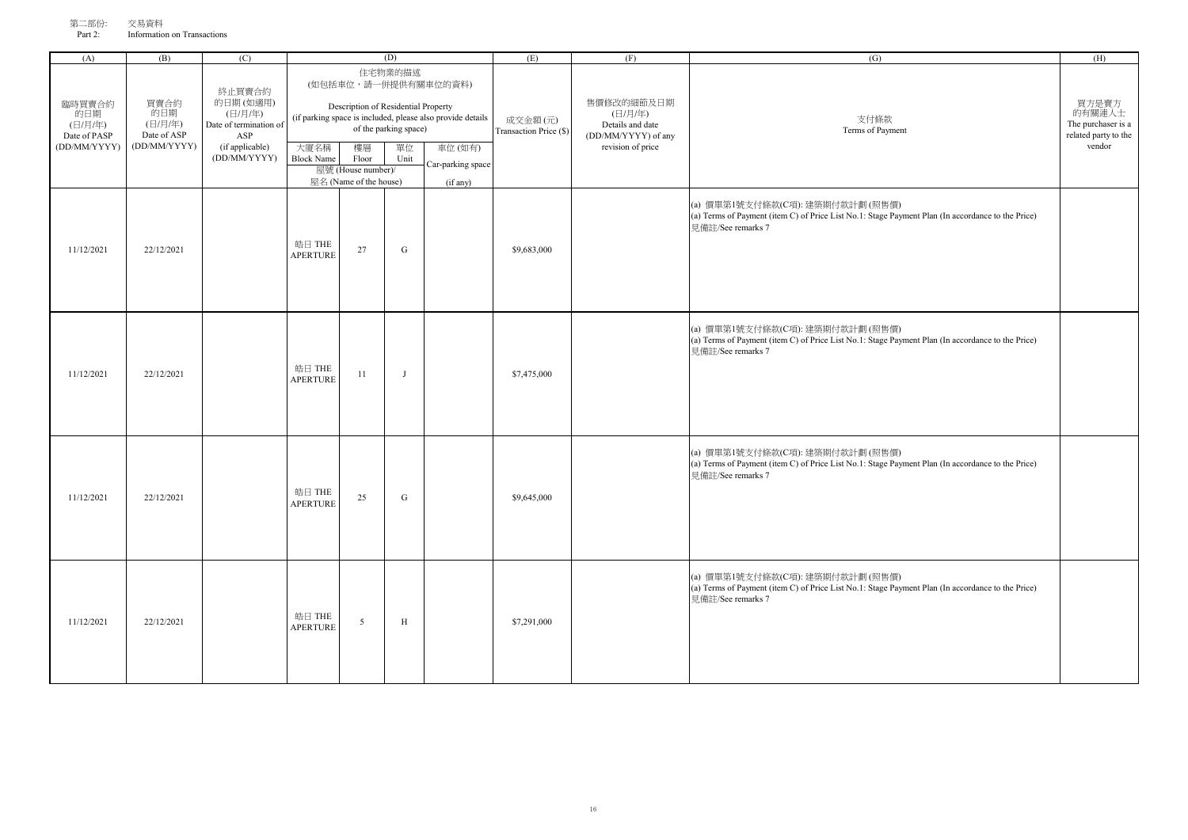第二部份: 交易資料
Part 2: Information on Transactions

| (A) | (B) | (C) | (D) | | | | (E) | (F) | (G) | (H) |
|---|---|---|---|---|---|---|---|---|---|---|
| 臨時買賣合約的日期 (日/月/年) Date of PASP (DD/MM/YYYY) | 買賣合約的日期 (日/月/年) Date of ASP (DD/MM/YYYY) | 終止買賣合約的日期 (如適用) (日/月/年) Date of termination of ASP (if applicable) (DD/MM/YYYY) | 住宅物業的描述 (如包括車位，請一併提供有關車位的資料) Description of Residential Property (if parking space is included, please also provide details of the parking space) | | | | 成交金額 (元) Transaction Price ($) | 售價修改的細節及日期 (日/月/年) Details and date (DD/MM/YYYY) of any revision of price | 支付條款 Terms of Payment | 買方是賣方的有關連人士 The purchaser is a related party to the vendor |
| | | | 大廈名稱 Block Name | 樓層 Floor | 單位 Unit | 車位 (如有) Car-parking space (if any) | | | | |
| | | | 屋號 (House number)/ 屋名 (Name of the house) | | | | | | | |
| 11/12/2021 | 22/12/2021 | | 皓日 THE APERTURE | 27 | G | | $9,683,000 | | (a) 價單第1號支付條款(C項): 建築期付款計劃 (照售價)<br>(a) Terms of Payment (item C) of Price List No.1: Stage Payment Plan (In accordance to the Price)<br>見備註/See remarks 7 | |
| 11/12/2021 | 22/12/2021 | | 皓日 THE APERTURE | 11 | J | | $7,475,000 | | (a) 價單第1號支付條款(C項): 建築期付款計劃 (照售價)<br>(a) Terms of Payment (item C) of Price List No.1: Stage Payment Plan (In accordance to the Price)<br>見備註/See remarks 7 | |
| 11/12/2021 | 22/12/2021 | | 皓日 THE APERTURE | 25 | G | | $9,645,000 | | (a) 價單第1號支付條款(C項): 建築期付款計劃 (照售價)<br>(a) Terms of Payment (item C) of Price List No.1: Stage Payment Plan (In accordance to the Price)<br>見備註/See remarks 7 | |
| 11/12/2021 | 22/12/2021 | | 皓日 THE APERTURE | 5 | H | | $7,291,000 | | (a) 價單第1號支付條款(C項): 建築期付款計劃 (照售價)<br>(a) Terms of Payment (item C) of Price List No.1: Stage Payment Plan (In accordance to the Price)<br>見備註/See remarks 7 | |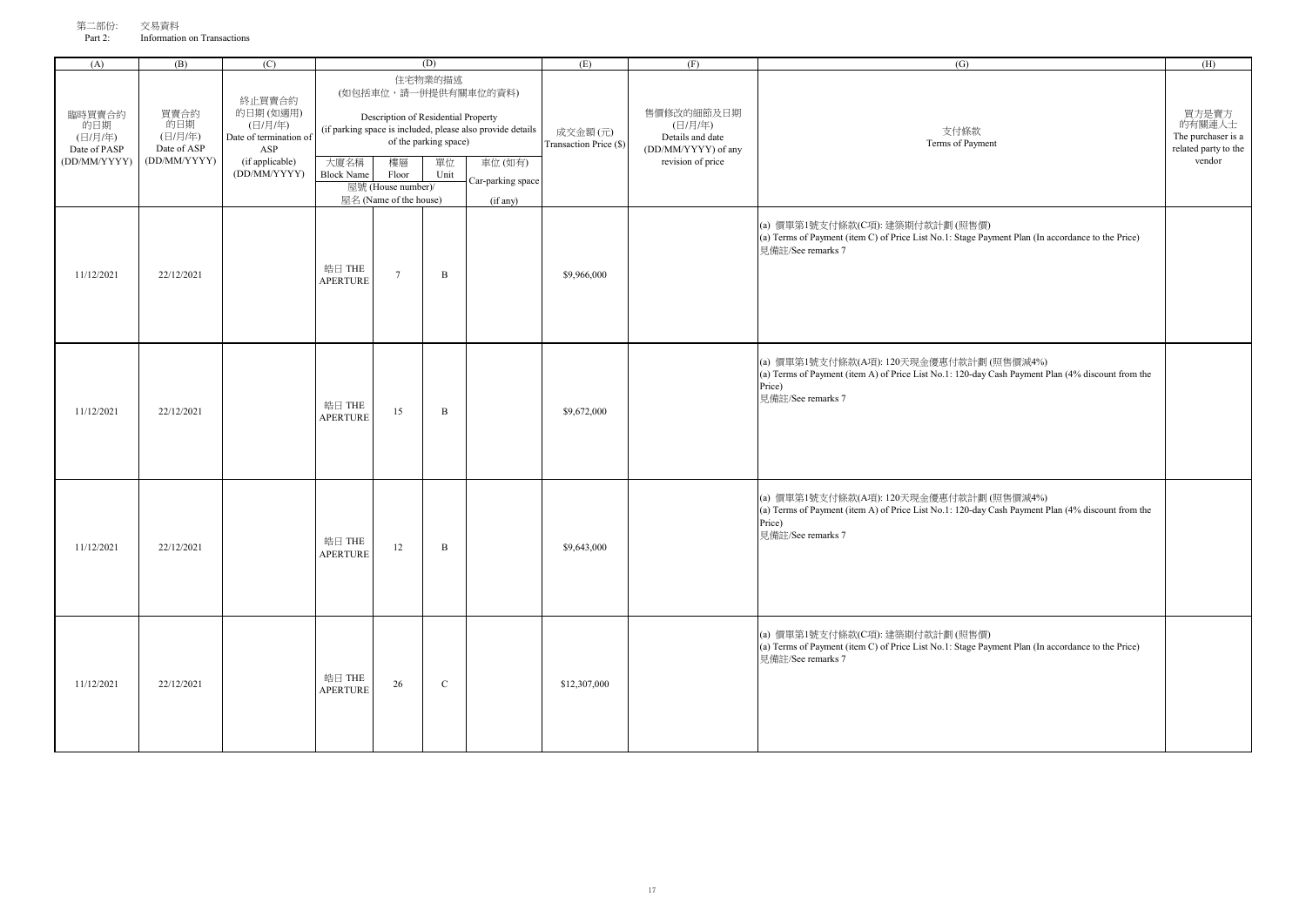第二部份: 交易資料
Part 2: Information on Transactions

| (A) | (B) | (C) | (D) | | | | (E) | (F) | (G) | (H) |
|---|---|---|---|---|---|---|---|---|---|---|
| 臨時買賣合約的日期 (日/月/年) Date of PASP (DD/MM/YYYY) | 買賣合約的日期 (日/月/年) Date of ASP (DD/MM/YYYY) | 終止買賣合約的日期 (如適用) (日/月/年) Date of termination of ASP (if applicable) (DD/MM/YYYY) | 住宅物業的描述 (如包括車位，請一併提供有關車位的資料) Description of Residential Property (if parking space is included, please also provide details of the parking space) | | | | 成交金額 (元) Transaction Price ($) | 售價修改的細節及日期 (日/月/年) Details and date (DD/MM/YYYY) of any revision of price | 支付條款 Terms of Payment | 買方是賣方的有關連人士 The purchaser is a related party to the vendor |
| | | | 大廈名稱 Block Name | 樓層 Floor | 單位 Unit | 車位 (如有) Car-parking space (if any) | | | | |
| | | | 屋號 (House number)/ 屋名 (Name of the house) | | | | | | | |
| 11/12/2021 | 22/12/2021 | | 晧日 THE APERTURE | 7 | B | | $9,966,000 | | (a) 價單第1號支付條款(C項): 建築期付款計劃 (照售價)<br>(a) Terms of Payment (item C) of Price List No.1: Stage Payment Plan (In accordance to the Price)<br>見備註/See remarks 7 | |
| 11/12/2021 | 22/12/2021 | | 晧日 THE APERTURE | 15 | B | | $9,672,000 | | (a) 價單第1號支付條款(A項): 120天現金優惠付款計劃 (照售價減4%)<br>(a) Terms of Payment (item A) of Price List No.1: 120-day Cash Payment Plan (4% discount from the Price)<br>見備註/See remarks 7 | |
| 11/12/2021 | 22/12/2021 | | 晧日 THE APERTURE | 12 | B | | $9,643,000 | | (a) 價單第1號支付條款(A項): 120天現金優惠付款計劃 (照售價減4%)<br>(a) Terms of Payment (item A) of Price List No.1: 120-day Cash Payment Plan (4% discount from the Price)<br>見備註/See remarks 7 | |
| 11/12/2021 | 22/12/2021 | | 晧日 THE APERTURE | 26 | C | | $12,307,000 | | (a) 價單第1號支付條款(C項): 建築期付款計劃 (照售價)<br>(a) Terms of Payment (item C) of Price List No.1: Stage Payment Plan (In accordance to the Price)<br>見備註/See remarks 7 | |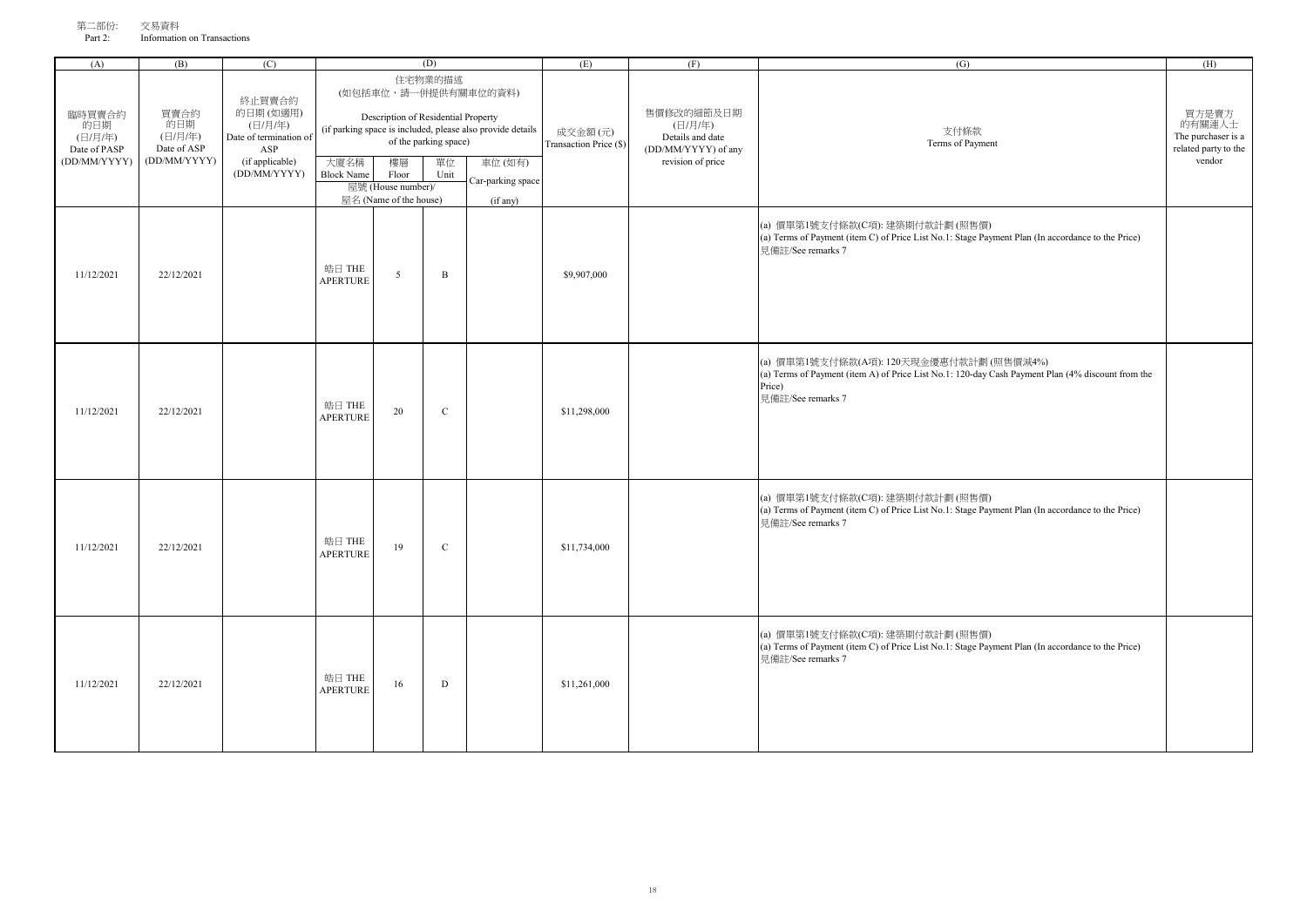第二部份: 交易資料
Part 2: Information on Transactions

| (A) | (B) | (C) | (D) | | | | (E) | (F) | (G) | (H) |
|---|---|---|---|---|---|---|---|---|---|---|
| 臨時買賣合約的日期 (日/月/年) Date of PASP (DD/MM/YYYY) | 買賣合約的日期 (日/月/年) Date of ASP (DD/MM/YYYY) | 終止買賣合約的日期 (如適用) (日/月/年) Date of termination of ASP (if applicable) (DD/MM/YYYY) | 住宅物業的描述 (如包括車位，請一併提供有關車位的資料) Description of Residential Property (if parking space is included, please also provide details of the parking space) | | | | 成交金額 (元) Transaction Price ($) | 售價修改的細節及日期 (日/月/年) Details and date (DD/MM/YYYY) of any revision of price | 支付條款 Terms of Payment | 買方是賣方的有關連人士 The purchaser is a related party to the vendor |
| | | | 大廈名稱 Block Name | 樓層 Floor | 單位 Unit | 車位 (如有) Car-parking space (if any) | | | | |
| | | | 屋號 (House number)/ 屋名 (Name of the house) | | | | | | | |
| 11/12/2021 | 22/12/2021 | | 晧日 THE APERTURE | 5 | B | | $9,907,000 | | (a) 價單第1號支付條款(C項): 建築期付款計劃 (照售價)<br>(a) Terms of Payment (item C) of Price List No.1: Stage Payment Plan (In accordance to the Price)<br>見備註/See remarks 7 | |
| 11/12/2021 | 22/12/2021 | | 晧日 THE APERTURE | 20 | C | | $11,298,000 | | (a) 價單第1號支付條款(A項): 120天現金優惠付款計劃 (照售價減4%)<br>(a) Terms of Payment (item A) of Price List No.1: 120-day Cash Payment Plan (4% discount from the Price)<br>見備註/See remarks 7 | |
| 11/12/2021 | 22/12/2021 | | 晧日 THE APERTURE | 19 | C | | $11,734,000 | | (a) 價單第1號支付條款(C項): 建築期付款計劃 (照售價)<br>(a) Terms of Payment (item C) of Price List No.1: Stage Payment Plan (In accordance to the Price)<br>見備註/See remarks 7 | |
| 11/12/2021 | 22/12/2021 | | 晧日 THE APERTURE | 16 | D | | $11,261,000 | | (a) 價單第1號支付條款(C項): 建築期付款計劃 (照售價)<br>(a) Terms of Payment (item C) of Price List No.1: Stage Payment Plan (In accordance to the Price)<br>見備註/See remarks 7 | |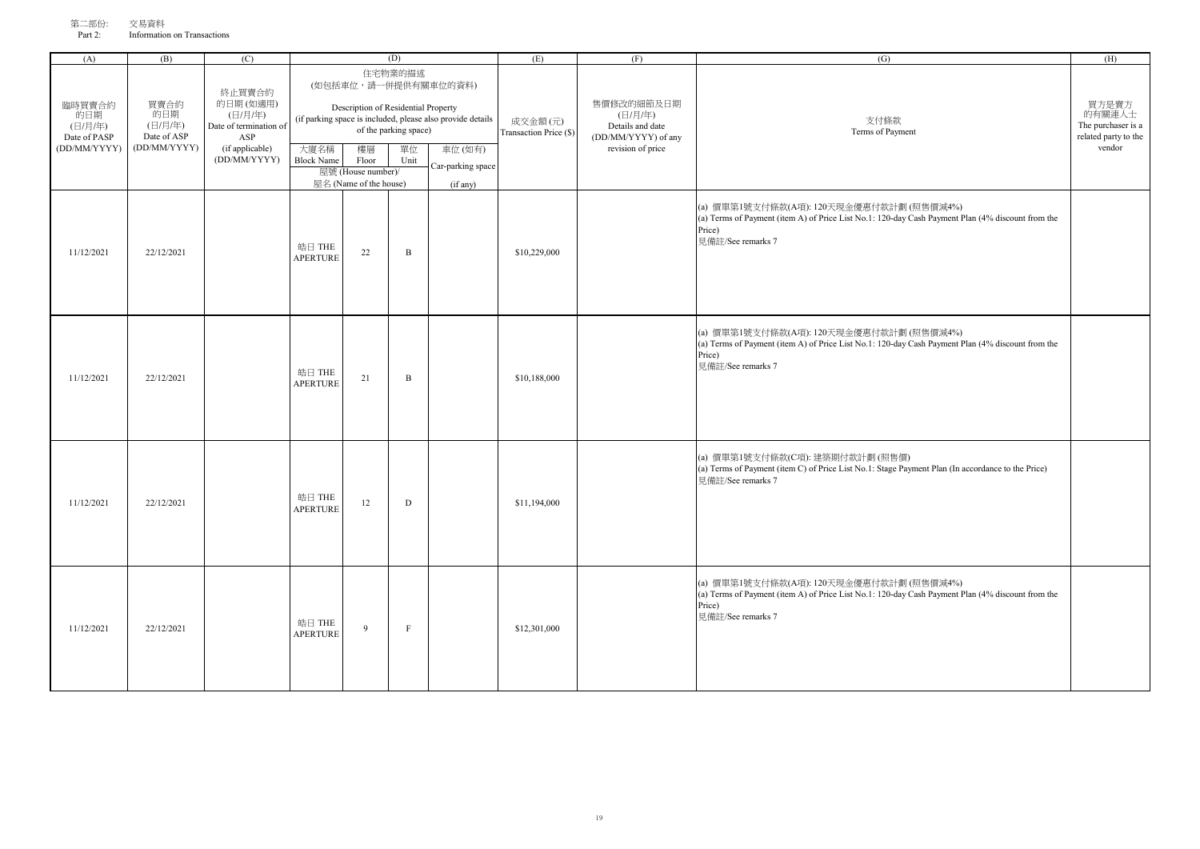第二部份: 交易資料
Part 2: Information on Transactions

| (A) | (B) | (C) | (D) | | | | (E) | (F) | (G) | (H) |
|---|---|---|---|---|---|---|---|---|---|---|
| 臨時買賣合約的日期 (日/月/年) Date of PASP (DD/MM/YYYY) | 買賣合約的日期 (日/月/年) Date of ASP (DD/MM/YYYY) | 終止買賣合約的日期 (如適用) (日/月/年) Date of termination of ASP (if applicable) (DD/MM/YYYY) | 住宅物業的描述 (如包括車位，請一併提供有關車位的資料) Description of Residential Property (if parking space is included, please also provide details of the parking space) | | | | 成交金額 (元) Transaction Price ($) | 售價修改的細節及日期 (日/月/年) Details and date (DD/MM/YYYY) of any revision of price | 支付條款 Terms of Payment | 買方是賣方的有關連人士 The purchaser is a related party to the vendor |
| | | | 大廈名稱 Block Name | 樓層 Floor | 單位 Unit | 車位 (如有) Car-parking space (if any) | | | | |
| | | | 屋號 (House number)/ 屋名 (Name of the house) | | | | | | | |
| 11/12/2021 | 22/12/2021 | | 皓日 THE APERTURE | 22 | B | | $10,229,000 | | (a) 價單第1號支付條款(A項): 120天現金優惠付款計劃 (照售價減4%)<br>(a) Terms of Payment (item A) of Price List No.1: 120-day Cash Payment Plan (4% discount from the Price)<br>見備註/See remarks 7 | |
| 11/12/2021 | 22/12/2021 | | 皓日 THE APERTURE | 21 | B | | $10,188,000 | | (a) 價單第1號支付條款(A項): 120天現金優惠付款計劃 (照售價減4%)<br>(a) Terms of Payment (item A) of Price List No.1: 120-day Cash Payment Plan (4% discount from the Price)<br>見備註/See remarks 7 | |
| 11/12/2021 | 22/12/2021 | | 皓日 THE APERTURE | 12 | D | | $11,194,000 | | (a) 價單第1號支付條款(C項): 建築期付款計劃 (照售價)<br>(a) Terms of Payment (item C) of Price List No.1: Stage Payment Plan (In accordance to the Price)<br>見備註/See remarks 7 | |
| 11/12/2021 | 22/12/2021 | | 皓日 THE APERTURE | 9 | F | | $12,301,000 | | (a) 價單第1號支付條款(A項): 120天現金優惠付款計劃 (照售價減4%)<br>(a) Terms of Payment (item A) of Price List No.1: 120-day Cash Payment Plan (4% discount from the Price)<br>見備註/See remarks 7 | |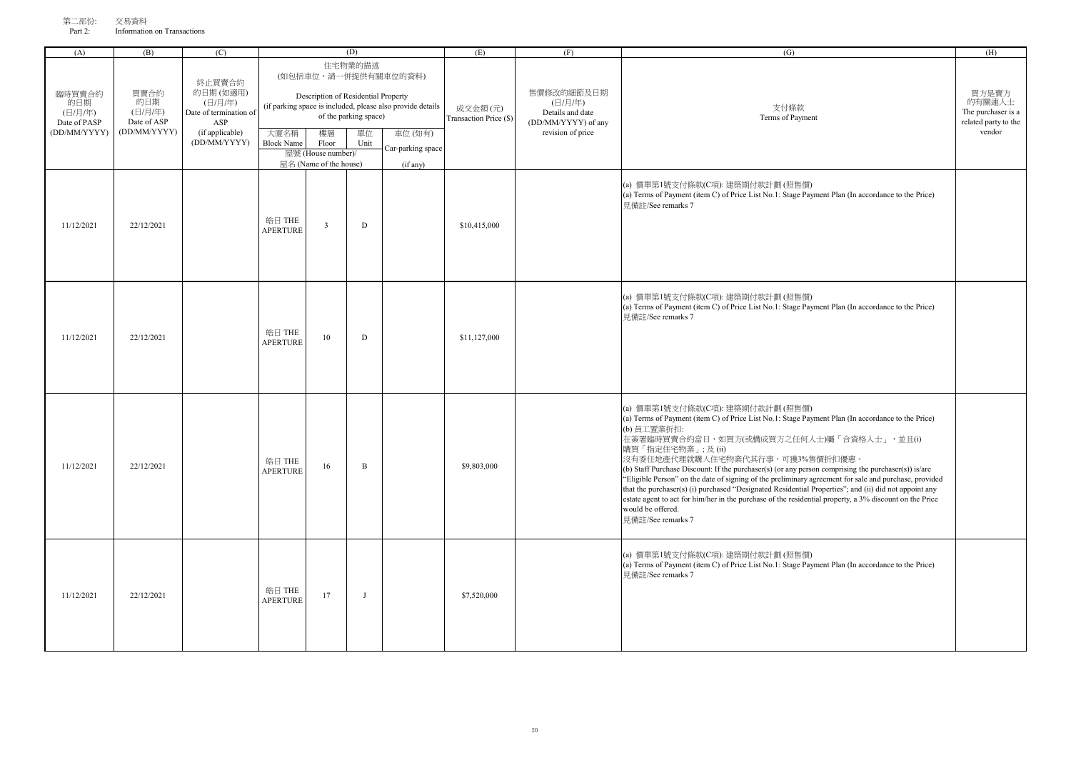第二部份: 交易資料
Part 2: Information on Transactions

| (A) | (B) | (C) | (D) | | | | (E) | (F) | (G) | (H) |
|---|---|---|---|---|---|---|---|---|---|---|
| 臨時買賣合約的日期 (日/月/年) Date of PASP (DD/MM/YYYY) | 買賣合約的日期 (日/月/年) Date of ASP (DD/MM/YYYY) | 終止買賣合約的日期 (如適用) (日/月/年) Date of termination of ASP (if applicable) (DD/MM/YYYY) | 住宅物業的描述 (如包括車位，請一併提供有關車位的資料) Description of Residential Property (if parking space is included, please also provide details of the parking space) | | | | 成交金額 (元) Transaction Price ($) | 售價修改的細節及日期 (日/月/年) Details and date (DD/MM/YYYY) of any revision of price | 支付條款 Terms of Payment | 買方是賣方的有關連人士 The purchaser is a related party to the vendor |
| | | | 大廈名稱 Block Name | 樓層 Floor | 單位 Unit | 車位 (如有) Car-parking space (if any) | | | | |
| | | | 屋號 (House number)/ 屋名 (Name of the house) | | | | | | | |
| 11/12/2021 | 22/12/2021 | | 皓日 THE APERTURE | 3 | D | | $10,415,000 | | (a) 價單第1號支付條款(C項): 建築期付款計劃 (照售價)<br>(a) Terms of Payment (item C) of Price List No.1: Stage Payment Plan (In accordance to the Price)<br>見備註/See remarks 7 | |
| 11/12/2021 | 22/12/2021 | | 皓日 THE APERTURE | 10 | D | | $11,127,000 | | (a) 價單第1號支付條款(C項): 建築期付款計劃 (照售價)<br>(a) Terms of Payment (item C) of Price List No.1: Stage Payment Plan (In accordance to the Price)<br>見備註/See remarks 7 | |
| 11/12/2021 | 22/12/2021 | | 皓日 THE APERTURE | 16 | B | | $9,803,000 | | (a) 價單第1號支付條款(C項): 建築期付款計劃 (照售價)<br>(a) Terms of Payment (item C) of Price List No.1: Stage Payment Plan (In accordance to the Price)<br>(b) 員工置業折扣:<br>在簽署臨時買賣合約當日，如買方(或構成買方之任何人士)屬「合資格人士」，並且(i)購買「指定住宅物業」; 及 (ii)沒有委任地產代理就購入住宅物業代其行事，可獲3%售價折扣優惠。<br>(b) Staff Purchase Discount: If the purchaser(s) (or any person comprising the purchaser(s)) is/are "Eligible Person" on the date of signing of the preliminary agreement for sale and purchase, provided that the purchaser(s) (i) purchased "Designated Residential Properties"; and (ii) did not appoint any estate agent to act for him/her in the purchase of the residential property, a 3% discount on the Price would be offered.<br>見備註/See remarks 7 | |
| 11/12/2021 | 22/12/2021 | | 皓日 THE APERTURE | 17 | J | | $7,520,000 | | (a) 價單第1號支付條款(C項): 建築期付款計劃 (照售價)<br>(a) Terms of Payment (item C) of Price List No.1: Stage Payment Plan (In accordance to the Price)<br>見備註/See remarks 7 | |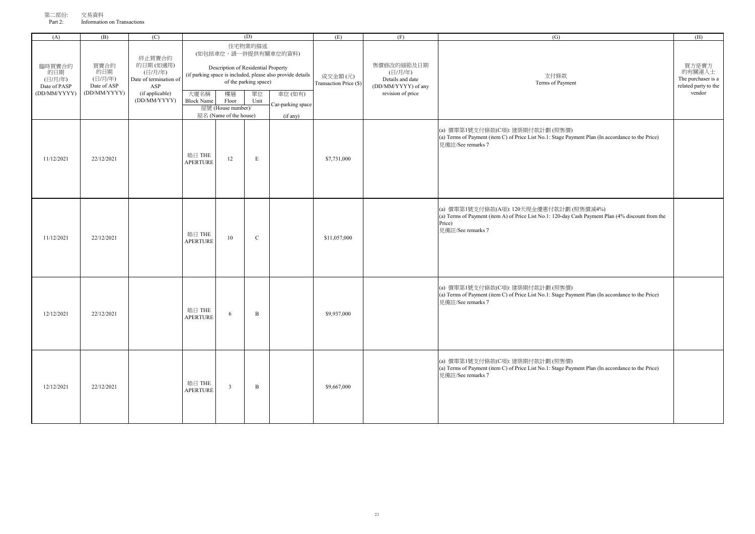第二部份: 交易資料
Part 2: Information on Transactions

| (A) | (B) | (C) | (D) | | | | (E) | (F) | (G) | (H) |
|---|---|---|---|---|---|---|---|---|---|---|
| 臨時買賣合約的日期 (日/月/年) Date of PASP (DD/MM/YYYY) | 買賣合約的日期 (日/月/年) Date of ASP (DD/MM/YYYY) | 終止買賣合約的日期 (如適用) (日/月/年) Date of termination of ASP (if applicable) (DD/MM/YYYY) | 住宅物業的描述 (如包括車位，請一併提供有關車位的資料) Description of Residential Property (if parking space is included, please also provide details of the parking space) | | | | 成交金額 (元) Transaction Price ($) | 售價修改的細節及日期 (日/月/年) Details and date (DD/MM/YYYY) of any revision of price | 支付條款 Terms of Payment | 買方是賣方的有關連人士 The purchaser is a related party to the vendor |
| | | | 大廈名稱 Block Name | 樓層 Floor | 單位 Unit | 車位 (如有) Car-parking space (if any) | | | | |
| | | | 屋號 (House number)/ 屋名 (Name of the house) | | | | | | | |
| 11/12/2021 | 22/12/2021 | | 皓日 THE APERTURE | 12 | E | | $7,731,000 | | (a) 價單第1號支付條款(C項): 建築期付款計劃 (照售價)<br>(a) Terms of Payment (item C) of Price List No.1: Stage Payment Plan (In accordance to the Price)<br>見備註/See remarks 7 | |
| 11/12/2021 | 22/12/2021 | | 皓日 THE APERTURE | 10 | C | | $11,057,000 | | (a) 價單第1號支付條款(A項): 120天現金優惠付款計劃 (照售價減4%)<br>(a) Terms of Payment (item A) of Price List No.1: 120-day Cash Payment Plan (4% discount from the Price)<br>見備註/See remarks 7 | |
| 12/12/2021 | 22/12/2021 | | 皓日 THE APERTURE | 6 | B | | $9,937,000 | | (a) 價單第1號支付條款(C項): 建築期付款計劃 (照售價)<br>(a) Terms of Payment (item C) of Price List No.1: Stage Payment Plan (In accordance to the Price)<br>見備註/See remarks 7 | |
| 12/12/2021 | 22/12/2021 | | 皓日 THE APERTURE | 3 | B | | $9,667,000 | | (a) 價單第1號支付條款(C項): 建築期付款計劃 (照售價)<br>(a) Terms of Payment (item C) of Price List No.1: Stage Payment Plan (In accordance to the Price)<br>見備註/See remarks 7 | |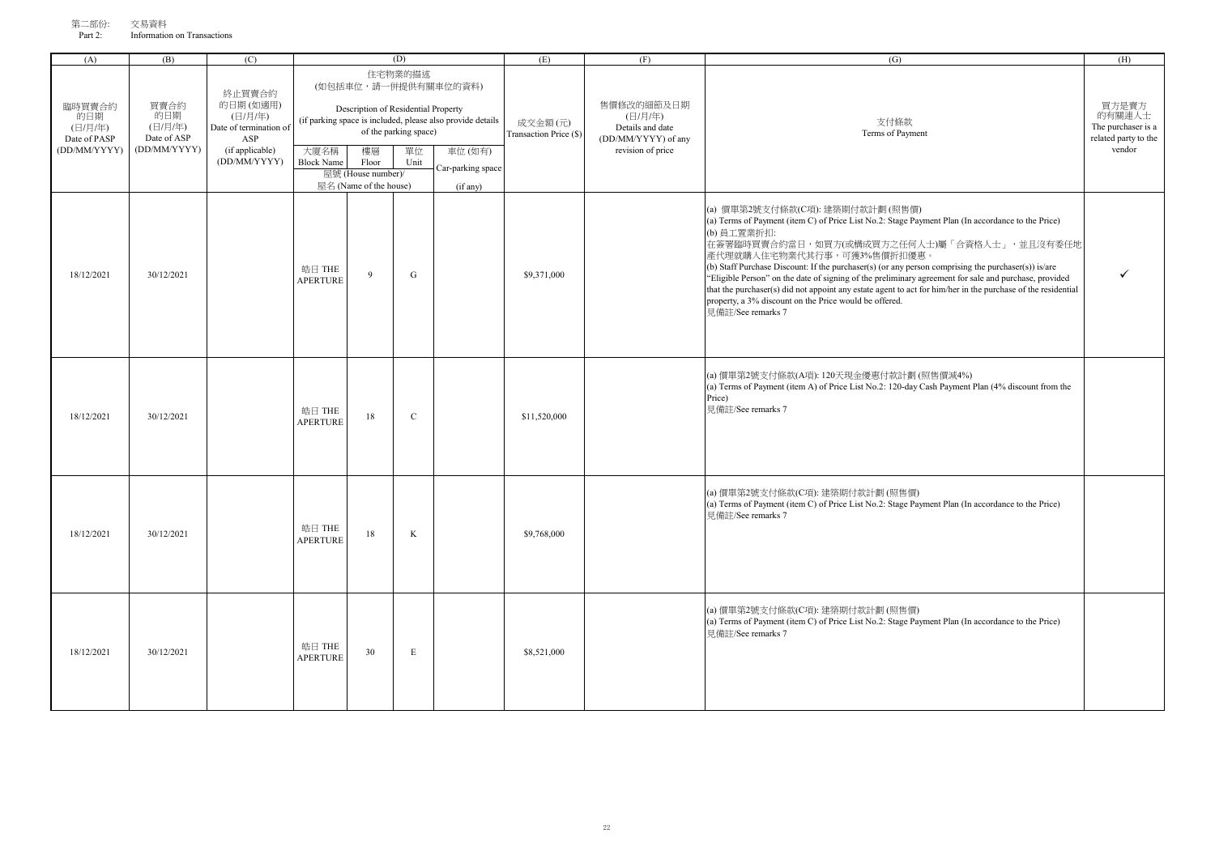第二部份: 交易資料
Part 2: Information on Transactions

| (A) | (B) | (C) | (D) | | | | (E) | (F) | (G) | (H) |
|---|---|---|---|---|---|---|---|---|---|---|
| 臨時買賣合約的日期 (日/月/年) Date of PASP (DD/MM/YYYY) | 買賣合約的日期 (日/月/年) Date of ASP (DD/MM/YYYY) | 終止買賣合約的日期 (如適用) (日/月/年) Date of termination of ASP (if applicable) (DD/MM/YYYY) | 住宅物業的描述 (如包括車位，請一併提供有關車位的資料) Description of Residential Property (if parking space is included, please also provide details of the parking space) | | | | 成交金額 (元) Transaction Price ($) | 售價修改的細節及日期 (日/月/年) Details and date (DD/MM/YYYY) of any revision of price | 支付條款 Terms of Payment | 買方是賣方的有關連人士 The purchaser is a related party to the vendor |
| | | | 大廈名稱 Block Name | 樓層 Floor | 單位 Unit | 車位 (如有) Car-parking space (if any) | | | | |
| | | | 屋號 (House number)/ 屋名 (Name of the house) | | | | | | | |
| 18/12/2021 | 30/12/2021 | | 晧日 THE APERTURE | 9 | G | | $9,371,000 | | (a) 價單第2號支付條款(C項): 建築期付款計劃 (照售價)<br>(a) Terms of Payment (item C) of Price List No.2: Stage Payment Plan (In accordance to the Price)<br>(b) 員工置業折扣:<br>在簽署臨時買賣合約當日，如買方(或構成買方之任何人士)屬「合資格人士」，並且沒有委任地產代理就購入住宅物業代其行事，可獲3%售價折扣優惠。<br>(b) Staff Purchase Discount: If the purchaser(s) (or any person comprising the purchaser(s)) is/are "Eligible Person" on the date of signing of the preliminary agreement for sale and purchase, provided that the purchaser(s) did not appoint any estate agent to act for him/her in the purchase of the residential property, a 3% discount on the Price would be offered.<br>見備註/See remarks 7 | ✓ |
| 18/12/2021 | 30/12/2021 | | 晧日 THE APERTURE | 18 | C | | $11,520,000 | | (a) 價單第2號支付條款(A項): 120天現金優惠付款計劃 (照售價減4%)<br>(a) Terms of Payment (item A) of Price List No.2: 120-day Cash Payment Plan (4% discount from the Price)<br>見備註/See remarks 7 | |
| 18/12/2021 | 30/12/2021 | | 晧日 THE APERTURE | 18 | K | | $9,768,000 | | (a) 價單第2號支付條款(C項): 建築期付款計劃 (照售價)<br>(a) Terms of Payment (item C) of Price List No.2: Stage Payment Plan (In accordance to the Price)<br>見備註/See remarks 7 | |
| 18/12/2021 | 30/12/2021 | | 晧日 THE APERTURE | 30 | E | | $8,521,000 | | (a) 價單第2號支付條款(C項): 建築期付款計劃 (照售價)<br>(a) Terms of Payment (item C) of Price List No.2: Stage Payment Plan (In accordance to the Price)<br>見備註/See remarks 7 | |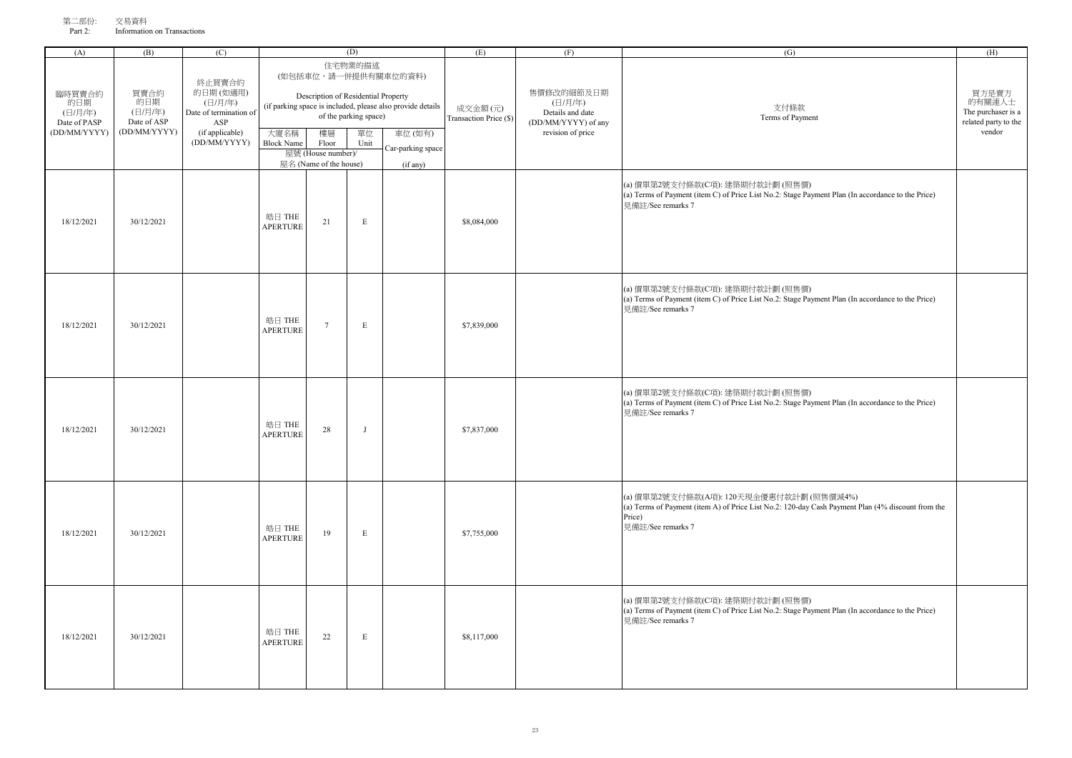第二部份: 交易資料
Part 2: Information on Transactions

| (A) | (B) | (C) | (D) | | | | (E) | (F) | (G) | (H) |
|---|---|---|---|---|---|---|---|---|---|---|
| 臨時買賣合約的日期 (日/月/年) Date of PASP (DD/MM/YYYY) | 買賣合約的日期 (日/月/年) Date of ASP (DD/MM/YYYY) | 終止買賣合約的日期 (如適用) (日/月/年) Date of termination of ASP (if applicable) (DD/MM/YYYY) | 住宅物業的描述 (如包括車位，請一併提供有關車位的資料) Description of Residential Property (if parking space is included, please also provide details of the parking space) | | | | 成交金額 (元) Transaction Price ($) | 售價修改的細節及日期 (日/月/年) Details and date (DD/MM/YYYY) of any revision of price | 支付條款 Terms of Payment | 買方是賣方的有關連人士 The purchaser is a related party to the vendor |
| | | | 大廈名稱 Block Name | 樓層 Floor | 單位 Unit | 車位 (如有) Car-parking space (if any) | | | | |
| | | | 屋號 (House number)/ 屋名 (Name of the house) | | | | | | | |
| 18/12/2021 | 30/12/2021 | | 皓日 THE APERTURE | 21 | E | | $8,084,000 | | (a) 價單第2號支付條款(C項): 建築期付款計劃 (照售價)<br>(a) Terms of Payment (item C) of Price List No.2: Stage Payment Plan (In accordance to the Price)<br>見備註/See remarks 7 | |
| 18/12/2021 | 30/12/2021 | | 皓日 THE APERTURE | 7 | E | | $7,839,000 | | (a) 價單第2號支付條款(C項): 建築期付款計劃 (照售價)<br>(a) Terms of Payment (item C) of Price List No.2: Stage Payment Plan (In accordance to the Price)<br>見備註/See remarks 7 | |
| 18/12/2021 | 30/12/2021 | | 皓日 THE APERTURE | 28 | J | | $7,837,000 | | (a) 價單第2號支付條款(C項): 建築期付款計劃 (照售價)<br>(a) Terms of Payment (item C) of Price List No.2: Stage Payment Plan (In accordance to the Price)<br>見備註/See remarks 7 | |
| 18/12/2021 | 30/12/2021 | | 皓日 THE APERTURE | 19 | E | | $7,755,000 | | (a) 價單第2號支付條款(A項): 120天現金優惠付款計劃 (照售價減4%)<br>(a) Terms of Payment (item A) of Price List No.2: 120-day Cash Payment Plan (4% discount from the Price)<br>見備註/See remarks 7 | |
| 18/12/2021 | 30/12/2021 | | 皓日 THE APERTURE | 22 | E | | $8,117,000 | | (a) 價單第2號支付條款(C項): 建築期付款計劃 (照售價)<br>(a) Terms of Payment (item C) of Price List No.2: Stage Payment Plan (In accordance to the Price)<br>見備註/See remarks 7 | |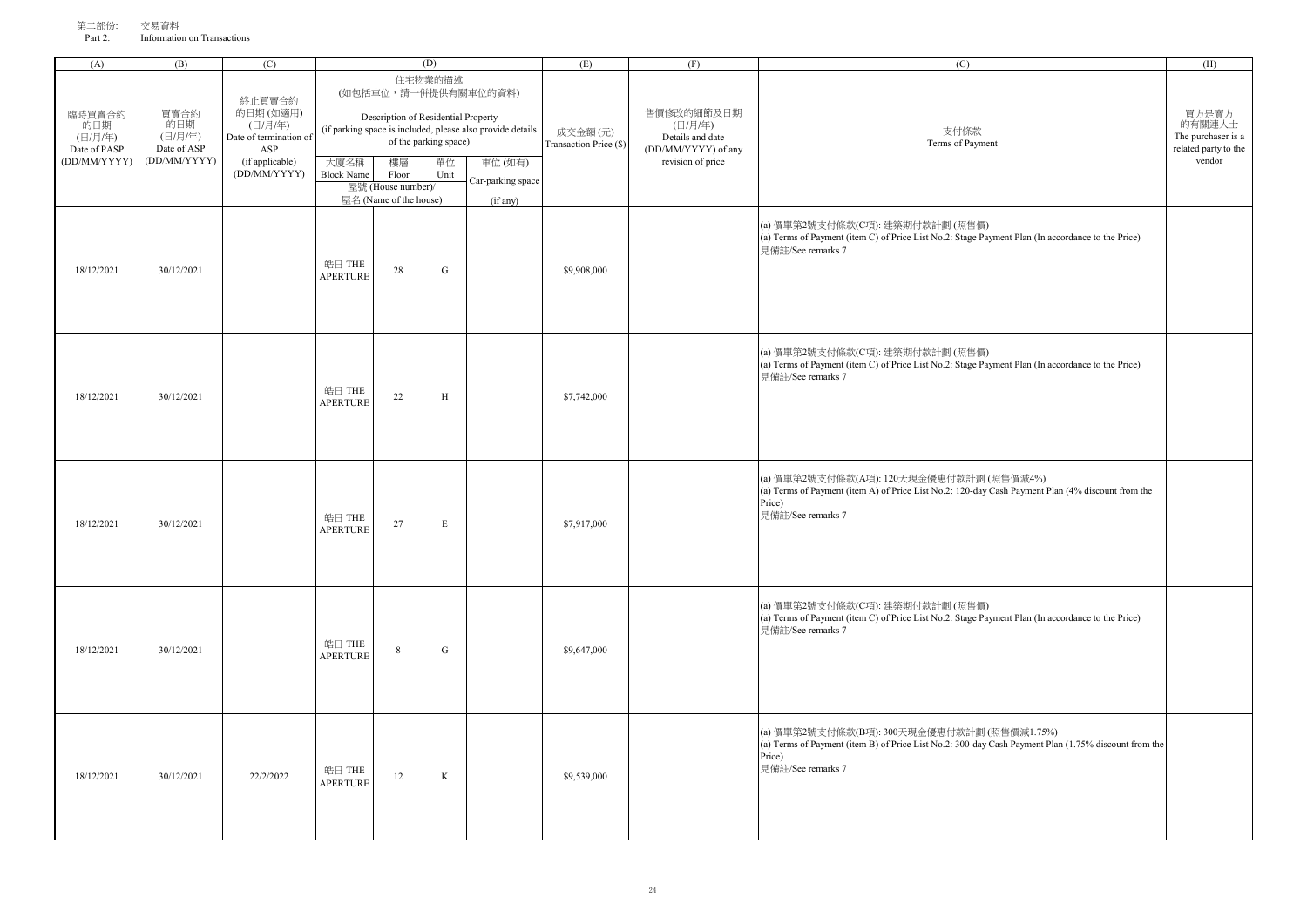第二部份: 交易資料
Part 2: Information on Transactions

| (A) | (B) | (C) | (D) | | | | (E) | (F) | (G) | (H) |
|---|---|---|---|---|---|---|---|---|---|---|
| 臨時買賣合約的日期 (日/月/年) Date of PASP (DD/MM/YYYY) | 買賣合約的日期 (日/月/年) Date of ASP (DD/MM/YYYY) | 終止買賣合約的日期 (如適用) (日/月/年) Date of termination of ASP (if applicable) (DD/MM/YYYY) | 住宅物業的描述 (如包括車位，請一併提供有關車位的資料) Description of Residential Property (if parking space is included, please also provide details of the parking space) | | | | 成交金額 (元) Transaction Price ($) | 售價修改的細節及日期 (日/月/年) Details and date (DD/MM/YYYY) of any revision of price | 支付條款 Terms of Payment | 買方是賣方的有關連人士 The purchaser is a related party to the vendor |
| | | | 大廈名稱 Block Name | 樓層 Floor | 單位 Unit | 車位 (如有) Car-parking space (if any) | | | | |
| | | | 屋號 (House number)/ 屋名 (Name of the house) | | | | | | | |
| 18/12/2021 | 30/12/2021 | | 皓日 THE APERTURE | 28 | G | | $9,908,000 | | (a) 價單第2號支付條款(C項): 建築期付款計劃 (照售價)<br>(a) Terms of Payment (item C) of Price List No.2: Stage Payment Plan (In accordance to the Price)<br>見備註/See remarks 7 | |
| 18/12/2021 | 30/12/2021 | | 皓日 THE APERTURE | 22 | H | | $7,742,000 | | (a) 價單第2號支付條款(C項): 建築期付款計劃 (照售價)<br>(a) Terms of Payment (item C) of Price List No.2: Stage Payment Plan (In accordance to the Price)<br>見備註/See remarks 7 | |
| 18/12/2021 | 30/12/2021 | | 皓日 THE APERTURE | 27 | E | | $7,917,000 | | (a) 價單第2號支付條款(A項): 120天現金優惠付款計劃 (照售價減4%)<br>(a) Terms of Payment (item A) of Price List No.2: 120-day Cash Payment Plan (4% discount from the Price)<br>見備註/See remarks 7 | |
| 18/12/2021 | 30/12/2021 | | 皓日 THE APERTURE | 8 | G | | $9,647,000 | | (a) 價單第2號支付條款(C項): 建築期付款計劃 (照售價)<br>(a) Terms of Payment (item C) of Price List No.2: Stage Payment Plan (In accordance to the Price)<br>見備註/See remarks 7 | |
| 18/12/2021 | 30/12/2021 | 22/2/2022 | 皓日 THE APERTURE | 12 | K | | $9,539,000 | | (a) 價單第2號支付條款(B項): 300天現金優惠付款計劃 (照售價減1.75%)<br>(a) Terms of Payment (item B) of Price List No.2: 300-day Cash Payment Plan (1.75% discount from the Price)<br>見備註/See remarks 7 | |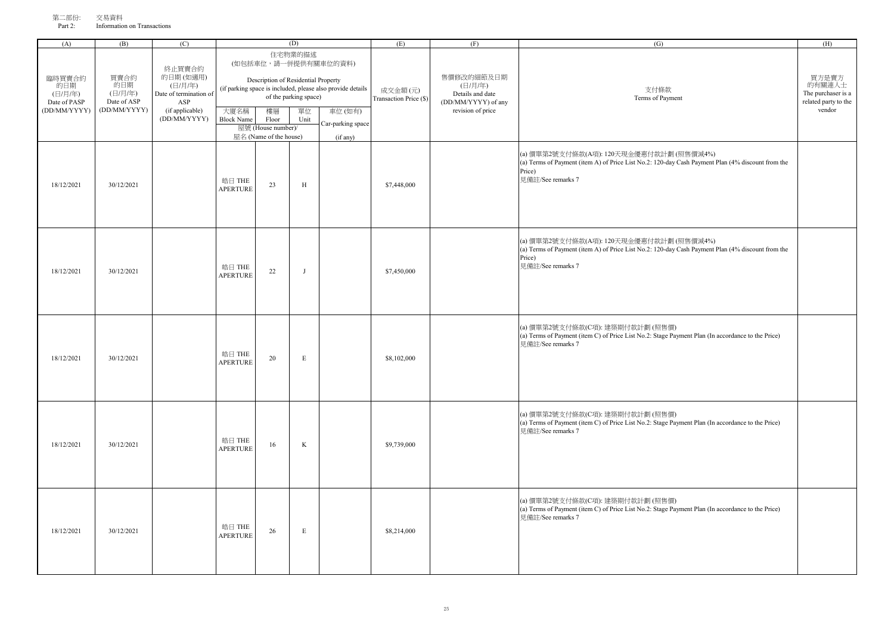第二部份: 交易資料
Part 2: Information on Transactions

| (A) | (B) | (C) | (D) | | | | (E) | (F) | (G) | (H) |
|---|---|---|---|---|---|---|---|---|---|---|
| 臨時買賣合約的日期 (日/月/年) Date of PASP (DD/MM/YYYY) | 買賣合約的日期 (日/月/年) Date of ASP (DD/MM/YYYY) | 終止買賣合約的日期 (如適用) (日/月/年) Date of termination of ASP (if applicable) (DD/MM/YYYY) | 住宅物業的描述 (如包括車位，請一併提供有關車位的資料) Description of Residential Property (if parking space is included, please also provide details of the parking space) | | | | 成交金額 (元) Transaction Price ($) | 售價修改的細節及日期 (日/月/年) Details and date (DD/MM/YYYY) of any revision of price | 支付條款 Terms of Payment | 買方是賣方的有關連人士 The purchaser is a related party to the vendor |
| | | | 大廈名稱 Block Name | 樓層 Floor | 單位 Unit | 車位 (如有) Car-parking space (if any) | | | | |
| | | | 屋號 (House number)/ 屋名 (Name of the house) | | | | | | | |
| 18/12/2021 | 30/12/2021 | | 晧日 THE APERTURE | 23 | H | | $7,448,000 | | (a) 價單第2號支付條款(A項): 120天現金優惠付款計劃 (照售價減4%)<br>(a) Terms of Payment (item A) of Price List No.2: 120-day Cash Payment Plan (4% discount from the Price)<br>見備註/See remarks 7 | |
| 18/12/2021 | 30/12/2021 | | 晧日 THE APERTURE | 22 | J | | $7,450,000 | | (a) 價單第2號支付條款(A項): 120天現金優惠付款計劃 (照售價減4%)<br>(a) Terms of Payment (item A) of Price List No.2: 120-day Cash Payment Plan (4% discount from the Price)<br>見備註/See remarks 7 | |
| 18/12/2021 | 30/12/2021 | | 晧日 THE APERTURE | 20 | E | | $8,102,000 | | (a) 價單第2號支付條款(C項): 建築期付款計劃 (照售價)<br>(a) Terms of Payment (item C) of Price List No.2: Stage Payment Plan (In accordance to the Price)<br>見備註/See remarks 7 | |
| 18/12/2021 | 30/12/2021 | | 晧日 THE APERTURE | 16 | K | | $9,739,000 | | (a) 價單第2號支付條款(C項): 建築期付款計劃 (照售價)<br>(a) Terms of Payment (item C) of Price List No.2: Stage Payment Plan (In accordance to the Price)<br>見備註/See remarks 7 | |
| 18/12/2021 | 30/12/2021 | | 晧日 THE APERTURE | 26 | E | | $8,214,000 | | (a) 價單第2號支付條款(C項): 建築期付款計劃 (照售價)<br>(a) Terms of Payment (item C) of Price List No.2: Stage Payment Plan (In accordance to the Price)<br>見備註/See remarks 7 | |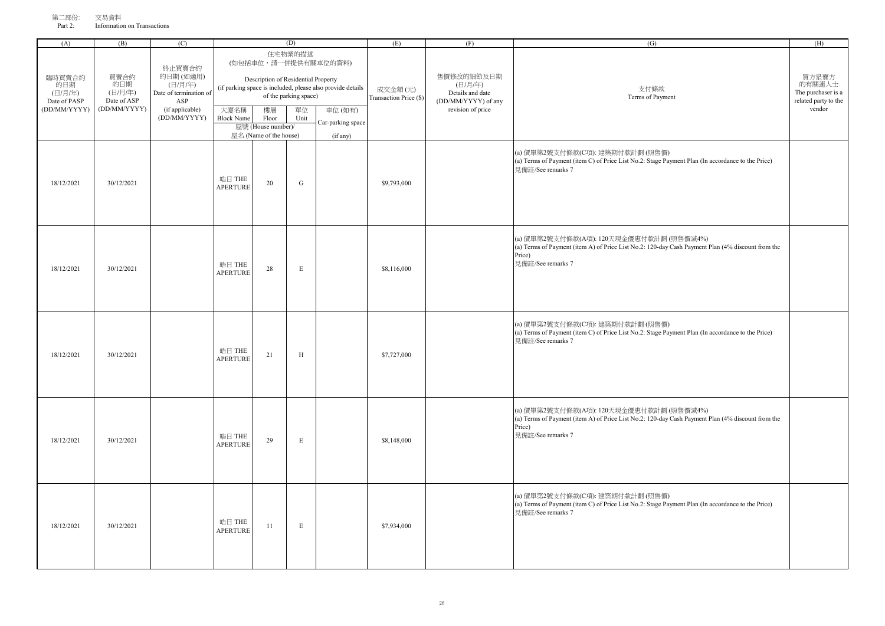第二部份: 交易資料
Part 2: Information on Transactions

| (A) | (B) | (C) | (D) | | | | (E) | (F) | (G) | (H) |
|---|---|---|---|---|---|---|---|---|---|---|
| 臨時買賣合約的日期 (日/月/年) Date of PASP (DD/MM/YYYY) | 買賣合約的日期 (日/月/年) Date of ASP (DD/MM/YYYY) | 終止買賣合約的日期 (如適用) (日/月/年) Date of termination of ASP (if applicable) (DD/MM/YYYY) | 住宅物業的描述 (如包括車位，請一併提供有關車位的資料) Description of Residential Property (if parking space is included, please also provide details of the parking space) | | | | 成交金額 (元) Transaction Price ($) | 售價修改的細節及日期 (日/月/年) Details and date (DD/MM/YYYY) of any revision of price | 支付條款 Terms of Payment | 買方是賣方的有關連人士 The purchaser is a related party to the vendor |
| | | | 大廈名稱 Block Name | 樓層 Floor | 單位 Unit | 車位 (如有) Car-parking space (if any) | | | | |
| | | | 屋號 (House number)/ 屋名 (Name of the house) | | | | | | | |
| 18/12/2021 | 30/12/2021 | | 皓日 THE APERTURE | 20 | G | | $9,793,000 | | (a) 價單第2號支付條款(C項): 建築期付款計劃 (照售價)<br>(a) Terms of Payment (item C) of Price List No.2: Stage Payment Plan (In accordance to the Price)<br>見備註/See remarks 7 | |
| 18/12/2021 | 30/12/2021 | | 皓日 THE APERTURE | 28 | E | | $8,116,000 | | (a) 價單第2號支付條款(A項): 120天現金優惠付款計劃 (照售價減4%)<br>(a) Terms of Payment (item A) of Price List No.2: 120-day Cash Payment Plan (4% discount from the Price)<br>見備註/See remarks 7 | |
| 18/12/2021 | 30/12/2021 | | 皓日 THE APERTURE | 21 | H | | $7,727,000 | | (a) 價單第2號支付條款(C項): 建築期付款計劃 (照售價)<br>(a) Terms of Payment (item C) of Price List No.2: Stage Payment Plan (In accordance to the Price)<br>見備註/See remarks 7 | |
| 18/12/2021 | 30/12/2021 | | 皓日 THE APERTURE | 29 | E | | $8,148,000 | | (a) 價單第2號支付條款(A項): 120天現金優惠付款計劃 (照售價減4%)<br>(a) Terms of Payment (item A) of Price List No.2: 120-day Cash Payment Plan (4% discount from the Price)<br>見備註/See remarks 7 | |
| 18/12/2021 | 30/12/2021 | | 皓日 THE APERTURE | 11 | E | | $7,934,000 | | (a) 價單第2號支付條款(C項): 建築期付款計劃 (照售價)<br>(a) Terms of Payment (item C) of Price List No.2: Stage Payment Plan (In accordance to the Price)<br>見備註/See remarks 7 | |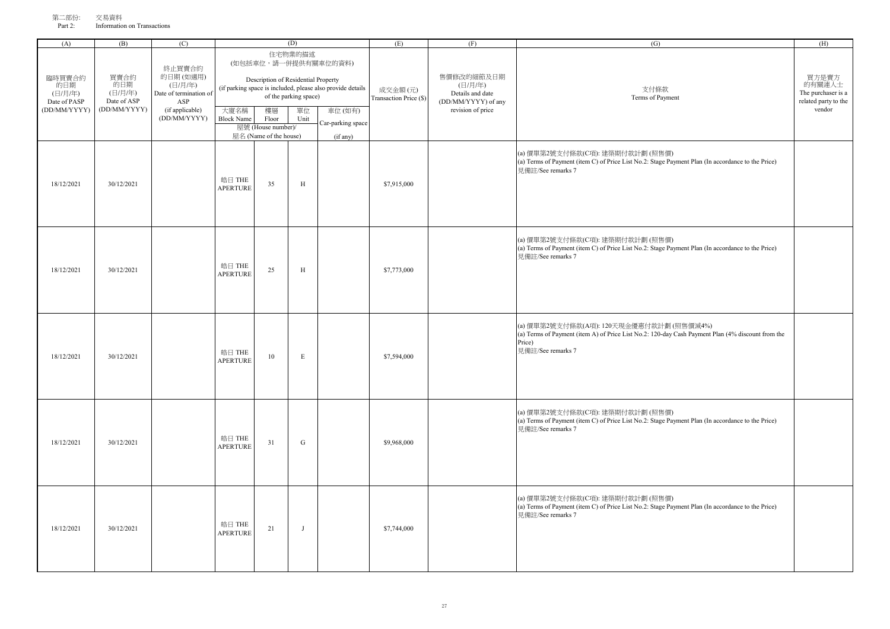第二部份: 交易資料
Part 2: Information on Transactions

| (A) | (B) | (C) | (D) | | | | (E) | (F) | (G) | (H) |
|---|---|---|---|---|---|---|---|---|---|---|
| 臨時買賣合約的日期 (日/月/年) Date of PASP (DD/MM/YYYY) | 買賣合約的日期 (日/月/年) Date of ASP (DD/MM/YYYY) | 終止買賣合約的日期 (如適用) (日/月/年) Date of termination of ASP (if applicable) (DD/MM/YYYY) | 住宅物業的描述 (如包括車位，請一併提供有關車位的資料) Description of Residential Property (if parking space is included, please also provide details of the parking space) | | | | 成交金額 (元) Transaction Price ($) | 售價修改的細節及日期 (日/月/年) Details and date (DD/MM/YYYY) of any revision of price | 支付條款 Terms of Payment | 買方是賣方的有關連人士 The purchaser is a related party to the vendor |
| | | | 大廈名稱 Block Name | 樓層 Floor | 單位 Unit | 車位 (如有) Car-parking space (if any) | | | | |
| | | | 屋號 (House number)/ 屋名 (Name of the house) | | | | | | | |
| 18/12/2021 | 30/12/2021 | | 皓日 THE APERTURE | 35 | H | | $7,915,000 | | (a) 價單第2號支付條款(C項): 建築期付款計劃 (照售價)<br>(a) Terms of Payment (item C) of Price List No.2: Stage Payment Plan (In accordance to the Price)<br>見備註/See remarks 7 | |
| 18/12/2021 | 30/12/2021 | | 皓日 THE APERTURE | 25 | H | | $7,773,000 | | (a) 價單第2號支付條款(C項): 建築期付款計劃 (照售價)<br>(a) Terms of Payment (item C) of Price List No.2: Stage Payment Plan (In accordance to the Price)<br>見備註/See remarks 7 | |
| 18/12/2021 | 30/12/2021 | | 皓日 THE APERTURE | 10 | E | | $7,594,000 | | (a) 價單第2號支付條款(A項): 120天現金優惠付款計劃 (照售價減4%)<br>(a) Terms of Payment (item A) of Price List No.2: 120-day Cash Payment Plan (4% discount from the Price)<br>見備註/See remarks 7 | |
| 18/12/2021 | 30/12/2021 | | 皓日 THE APERTURE | 31 | G | | $9,968,000 | | (a) 價單第2號支付條款(C項): 建築期付款計劃 (照售價)<br>(a) Terms of Payment (item C) of Price List No.2: Stage Payment Plan (In accordance to the Price)<br>見備註/See remarks 7 | |
| 18/12/2021 | 30/12/2021 | | 皓日 THE APERTURE | 21 | J | | $7,744,000 | | (a) 價單第2號支付條款(C項): 建築期付款計劃 (照售價)<br>(a) Terms of Payment (item C) of Price List No.2: Stage Payment Plan (In accordance to the Price)<br>見備註/See remarks 7 | |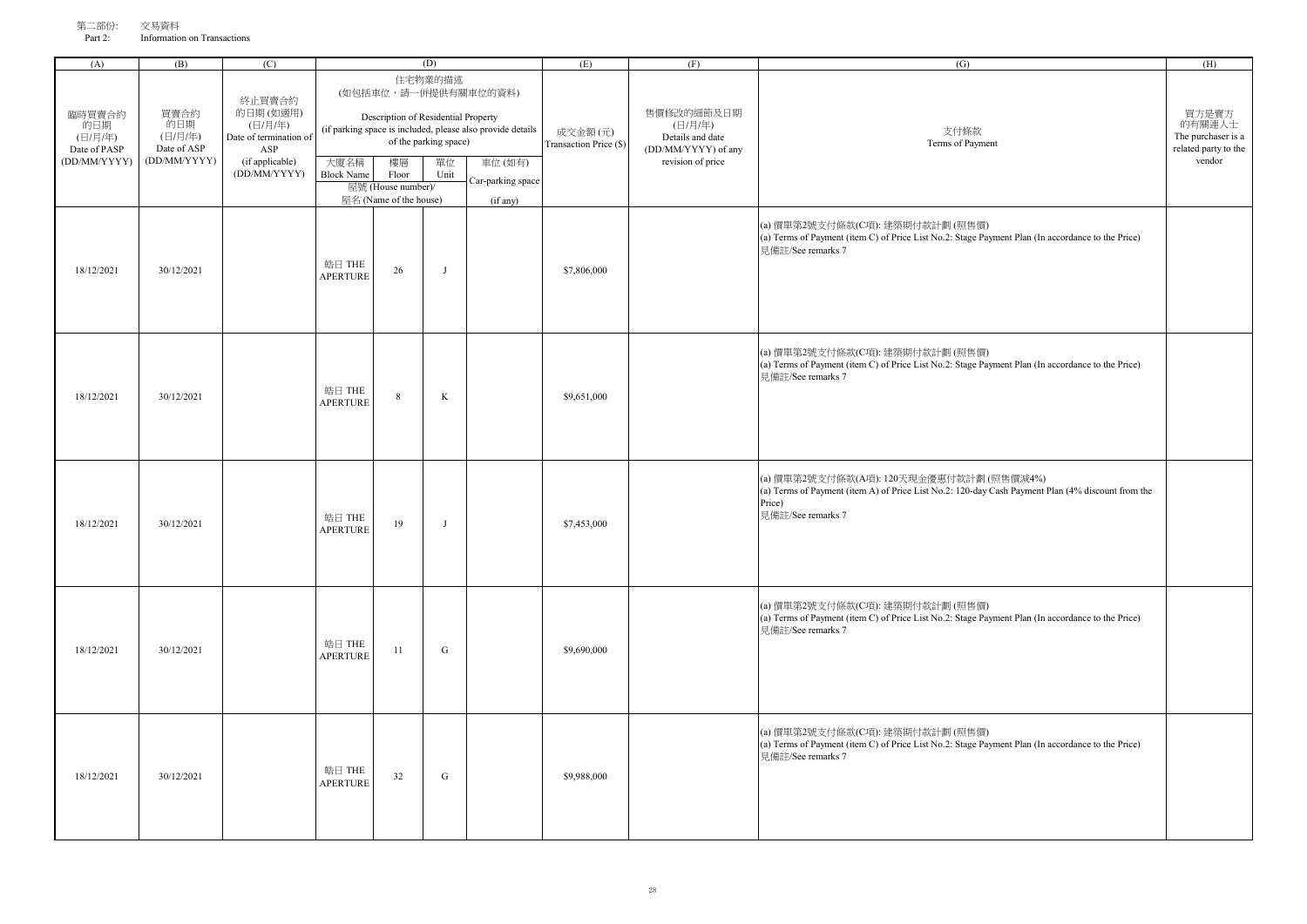第二部份: 交易資料

Part 2: Information on Transactions

| (A) | (B) | (C) | (D) | | | | (E) | (F) | (G) | (H) |
|---|---|---|---|---|---|---|---|---|---|---|
| 臨時買賣合約的日期 (日/月/年) Date of PASP (DD/MM/YYYY) | 買賣合約的日期 (日/月/年) Date of ASP (DD/MM/YYYY) | 終止買賣合約的日期 (如適用) (日/月/年) Date of termination of ASP (if applicable) (DD/MM/YYYY) | 住宅物業的描述 (如包括車位，請一併提供有關車位的資料) Description of Residential Property (if parking space is included, please also provide details of the parking space) | | | | 成交金額 (元) Transaction Price ($) | 售價修改的細節及日期 (日/月/年) Details and date (DD/MM/YYYY) of any revision of price | 支付條款 Terms of Payment | 買方是賣方的有關連人士 The purchaser is a related party to the vendor |
| | | | 大廈名稱 Block Name | 樓層 Floor | 單位 Unit | 車位 (如有) Car-parking space (if any) | | | | |
| | | | 屋號 (House number)/ 屋名 (Name of the house) | | | | | | | |
| 18/12/2021 | 30/12/2021 | | 皓日 THE APERTURE | 26 | J | | $7,806,000 | | (a) 價單第2號支付條款(C項): 建築期付款計劃 (照售價)<br>(a) Terms of Payment (item C) of Price List No.2: Stage Payment Plan (In accordance to the Price)<br>見備註/See remarks 7 | |
| 18/12/2021 | 30/12/2021 | | 皓日 THE APERTURE | 8 | K | | $9,651,000 | | (a) 價單第2號支付條款(C項): 建築期付款計劃 (照售價)<br>(a) Terms of Payment (item C) of Price List No.2: Stage Payment Plan (In accordance to the Price)<br>見備註/See remarks 7 | |
| 18/12/2021 | 30/12/2021 | | 皓日 THE APERTURE | 19 | J | | $7,453,000 | | (a) 價單第2號支付條款(A項): 120天現金優惠付款計劃 (照售價減4%)<br>(a) Terms of Payment (item A) of Price List No.2: 120-day Cash Payment Plan (4% discount from the Price)<br>見備註/See remarks 7 | |
| 18/12/2021 | 30/12/2021 | | 皓日 THE APERTURE | 11 | G | | $9,690,000 | | (a) 價單第2號支付條款(C項): 建築期付款計劃 (照售價)<br>(a) Terms of Payment (item C) of Price List No.2: Stage Payment Plan (In accordance to the Price)<br>見備註/See remarks 7 | |
| 18/12/2021 | 30/12/2021 | | 皓日 THE APERTURE | 32 | G | | $9,988,000 | | (a) 價單第2號支付條款(C項): 建築期付款計劃 (照售價)<br>(a) Terms of Payment (item C) of Price List No.2: Stage Payment Plan (In accordance to the Price)<br>見備註/See remarks 7 | |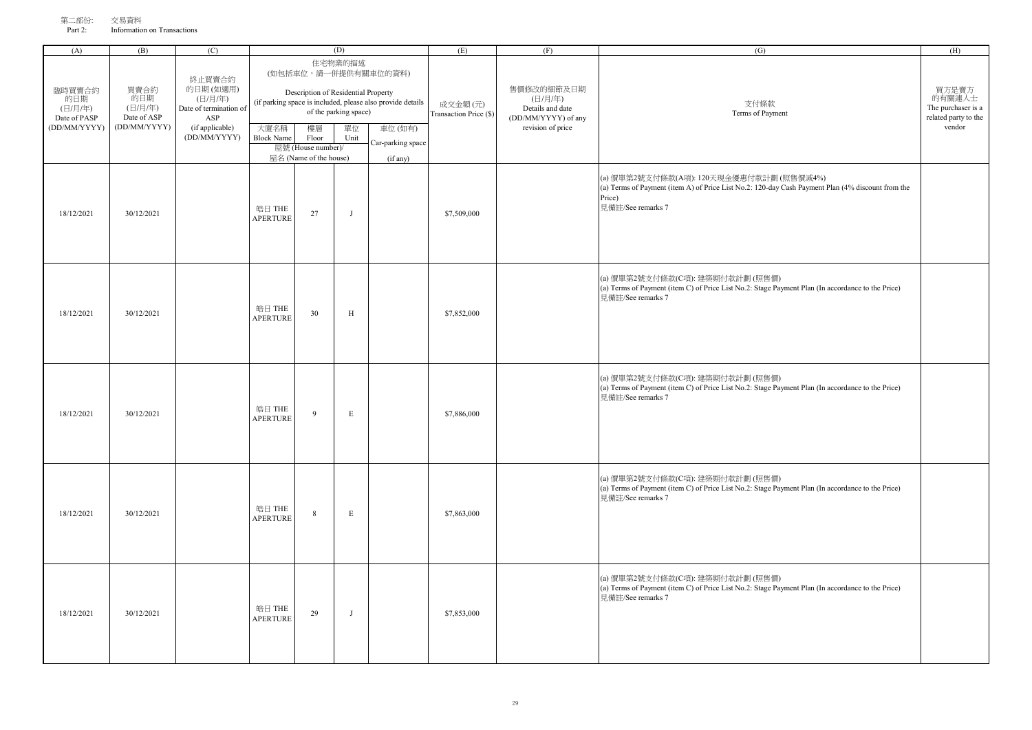第二部份: 交易資料
Part 2: Information on Transactions

| (A) | (B) | (C) | (D) | | | | (E) | (F) | (G) | (H) |
|---|---|---|---|---|---|---|---|---|---|---|
| 臨時買賣合約的日期 (日/月/年) Date of PASP (DD/MM/YYYY) | 買賣合約的日期 (日/月/年) Date of ASP (DD/MM/YYYY) | 終止買賣合約的日期 (如適用) (日/月/年) Date of termination of ASP (if applicable) (DD/MM/YYYY) | 住宅物業的描述 (如包括車位，請一併提供有關車位的資料) Description of Residential Property (if parking space is included, please also provide details of the parking space) | | | | 成交金額 (元) Transaction Price ($) | 售價修改的細節及日期 (日/月/年) Details and date (DD/MM/YYYY) of any revision of price | 支付條款 Terms of Payment | 買方是賣方的有關連人士 The purchaser is a related party to the vendor |
| | | | 大廈名稱 Block Name | 樓層 Floor | 單位 Unit | 車位 (如有) Car-parking space (if any) | | | | |
| | | | 屋號 (House number)/ 屋名 (Name of the house) | | | | | | | |
| 18/12/2021 | 30/12/2021 | | 皓日 THE APERTURE | 27 | J | | $7,509,000 | | (a) 價單第2號支付條款(A項): 120天現金優惠付款計劃 (照售價減4%)<br>(a) Terms of Payment (item A) of Price List No.2: 120-day Cash Payment Plan (4% discount from the Price)<br>見備註/See remarks 7 | |
| 18/12/2021 | 30/12/2021 | | 皓日 THE APERTURE | 30 | H | | $7,852,000 | | (a) 價單第2號支付條款(C項): 建築期付款計劃 (照售價)<br>(a) Terms of Payment (item C) of Price List No.2: Stage Payment Plan (In accordance to the Price)<br>見備註/See remarks 7 | |
| 18/12/2021 | 30/12/2021 | | 皓日 THE APERTURE | 9 | E | | $7,886,000 | | (a) 價單第2號支付條款(C項): 建築期付款計劃 (照售價)<br>(a) Terms of Payment (item C) of Price List No.2: Stage Payment Plan (In accordance to the Price)<br>見備註/See remarks 7 | |
| 18/12/2021 | 30/12/2021 | | 皓日 THE APERTURE | 8 | E | | $7,863,000 | | (a) 價單第2號支付條款(C項): 建築期付款計劃 (照售價)<br>(a) Terms of Payment (item C) of Price List No.2: Stage Payment Plan (In accordance to the Price)<br>見備註/See remarks 7 | |
| 18/12/2021 | 30/12/2021 | | 皓日 THE APERTURE | 29 | J | | $7,853,000 | | (a) 價單第2號支付條款(C項): 建築期付款計劃 (照售價)<br>(a) Terms of Payment (item C) of Price List No.2: Stage Payment Plan (In accordance to the Price)<br>見備註/See remarks 7 | |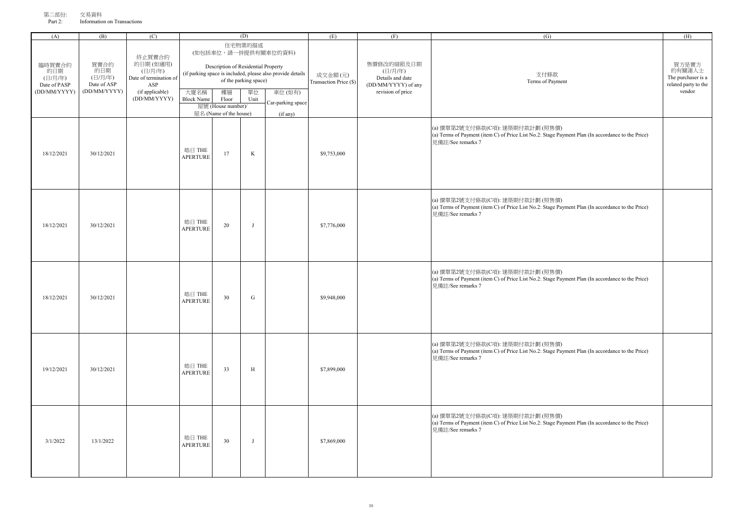第二部份: 交易資料
Part 2: Information on Transactions

| (A) | (B) | (C) | (D) | | | | (E) | (F) | (G) | (H) |
|---|---|---|---|---|---|---|---|---|---|---|
| 臨時買賣合約的日期 (日/月/年) Date of PASP (DD/MM/YYYY) | 買賣合約的日期 (日/月/年) Date of ASP (DD/MM/YYYY) | 終止買賣合約的日期 (如適用) (日/月/年) Date of termination of ASP (if applicable) (DD/MM/YYYY) | 住宅物業的描述 (如包括車位，請一併提供有關車位的資料) Description of Residential Property (if parking space is included, please also provide details of the parking space) | | | | 成交金額 (元) Transaction Price ($) | 售價修改的細節及日期 (日/月/年) Details and date (DD/MM/YYYY) of any revision of price | 支付條款 Terms of Payment | 買方是賣方的有關連人士 The purchaser is a related party to the vendor |
| | | | 大廈名稱 Block Name | 樓層 Floor | 單位 Unit | 車位 (如有) Car-parking space (if any) | | | | |
| | | | 屋號 (House number)/ 屋名 (Name of the house) | | | | | | | |
| 18/12/2021 | 30/12/2021 | | 皓日 THE APERTURE | 17 | K | | $9,753,000 | | (a) 價單第2號支付條款(C項): 建築期付款計劃 (照售價)<br>(a) Terms of Payment (item C) of Price List No.2: Stage Payment Plan (In accordance to the Price)<br>見備註/See remarks 7 | |
| 18/12/2021 | 30/12/2021 | | 皓日 THE APERTURE | 20 | J | | $7,776,000 | | (a) 價單第2號支付條款(C項): 建築期付款計劃 (照售價)<br>(a) Terms of Payment (item C) of Price List No.2: Stage Payment Plan (In accordance to the Price)<br>見備註/See remarks 7 | |
| 18/12/2021 | 30/12/2021 | | 皓日 THE APERTURE | 30 | G | | $9,948,000 | | (a) 價單第2號支付條款(C項): 建築期付款計劃 (照售價)<br>(a) Terms of Payment (item C) of Price List No.2: Stage Payment Plan (In accordance to the Price)<br>見備註/See remarks 7 | |
| 19/12/2021 | 30/12/2021 | | 皓日 THE APERTURE | 33 | H | | $7,899,000 | | (a) 價單第2號支付條款(C項): 建築期付款計劃 (照售價)<br>(a) Terms of Payment (item C) of Price List No.2: Stage Payment Plan (In accordance to the Price)<br>見備註/See remarks 7 | |
| 3/1/2022 | 13/1/2022 | | 皓日 THE APERTURE | 30 | J | | $7,869,000 | | (a) 價單第2號支付條款(C項): 建築期付款計劃 (照售價)<br>(a) Terms of Payment (item C) of Price List No.2: Stage Payment Plan (In accordance to the Price)<br>見備註/See remarks 7 | |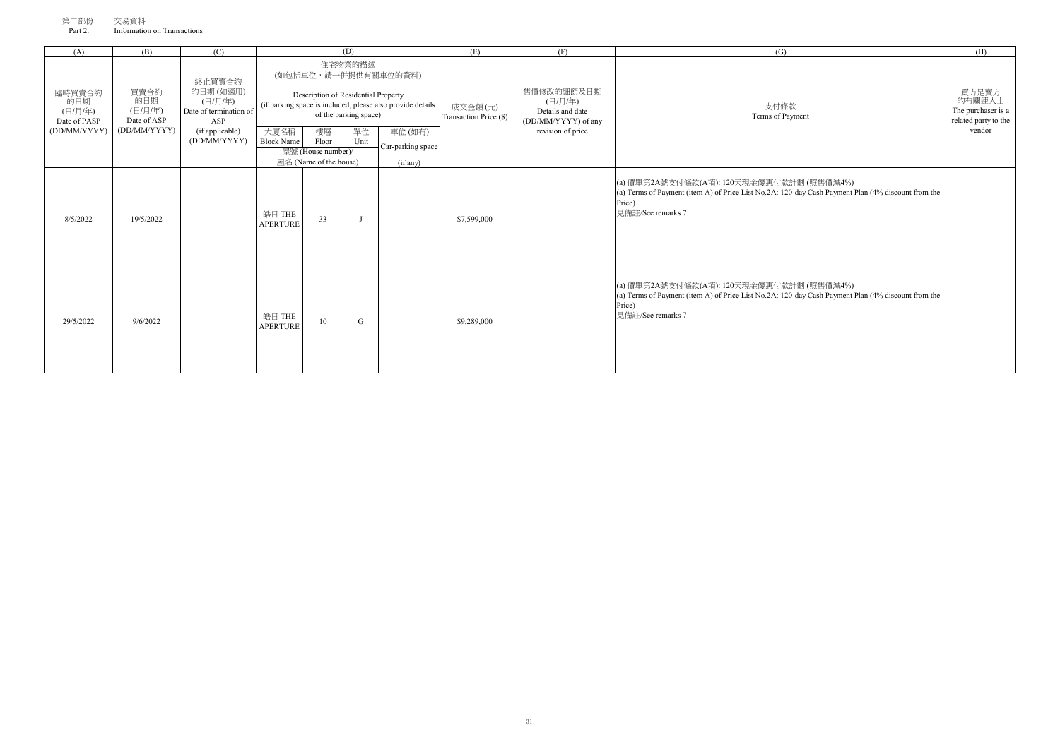第二部份: 交易資料
Part 2: Information on Transactions

| (A) | (B) | (C) | (D) | | | | (E) | (F) | (G) | (H) |
|---|---|---|---|---|---|---|---|---|---|---|
| 臨時買賣合約的日期 (日/月/年) Date of PASP (DD/MM/YYYY) | 買賣合約的日期 (日/月/年) Date of ASP (DD/MM/YYYY) | 終止買賣合約的日期 (如適用) (日/月/年) Date of termination of ASP (if applicable) (DD/MM/YYYY) | 住宅物業的描述 (如包括車位，請一併提供有關車位的資料) Description of Residential Property (if parking space is included, please also provide details of the parking space) | | | | 成交金額 (元) Transaction Price ($) | 售價修改的細節及日期 (日/月/年) Details and date (DD/MM/YYYY) of any revision of price | 支付條款 Terms of Payment | 買方是賣方的有關連人士 The purchaser is a related party to the vendor |
| | | | 大廈名稱 Block Name | 樓層 Floor | 單位 Unit | 車位 (如有) Car-parking space (if any) | | | | |
| | | | 屋號 (House number)/ 屋名 (Name of the house) | | | | | | | |
| 8/5/2022 | 19/5/2022 | | 皓日 THE APERTURE | 33 | J | | $7,599,000 | | (a) 價單第2A號支付條款(A項): 120天現金優惠付款計劃 (照售價減4%) (a) Terms of Payment (item A) of Price List No.2A: 120-day Cash Payment Plan (4% discount from the Price) 見備註/See remarks 7 | |
| 29/5/2022 | 9/6/2022 | | 皓日 THE APERTURE | 10 | G | | $9,289,000 | | (a) 價單第2A號支付條款(A項): 120天現金優惠付款計劃 (照售價減4%) (a) Terms of Payment (item A) of Price List No.2A: 120-day Cash Payment Plan (4% discount from the Price) 見備註/See remarks 7 | |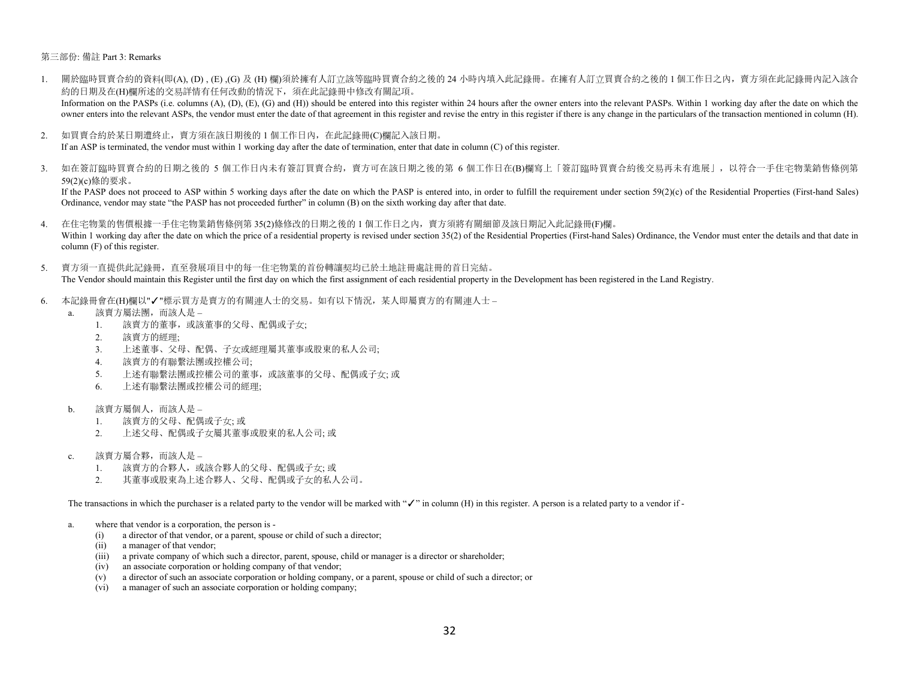第三部份: 備註 Part 3: Remarks

1. 關於臨時買賣合約的資料(即(A), (D) , (E) ,(G) 及 (H) 欄)須於擁有人訂立該等臨時買賣合約之後的 24 小時內填入此記錄冊。在擁有人訂立買賣合約之後的 1 個工作日之內，賣方須在此記錄冊內記入該合約的日期及在(H)欄所述的交易詳情有任何改動的情況下，須在此記錄冊中修改有關記項。
   Information on the PASPs (i.e. columns (A), (D), (E), (G) and (H)) should be entered into this register within 24 hours after the owner enters into the relevant PASPs. Within 1 working day after the date on which the owner enters into the relevant ASPs, the vendor must enter the date of that agreement in this register and revise the entry in this register if there is any change in the particulars of the transaction mentioned in column (H).

2. 如買賣合約於某日期遭終止，賣方須在該日期後的 1 個工作日內，在此記錄冊(C)欄記入該日期。
   If an ASP is terminated, the vendor must within 1 working day after the date of termination, enter that date in column (C) of this register.

3. 如在簽訂臨時買賣合約的日期之後的 5 個工作日內未有簽訂買賣合約，賣方可在該日期之後的第 6 個工作日在(B)欄寫上「簽訂臨時買賣合約後交易再未有進展」，以符合一手住宅物業銷售條例第 59(2)(c)條的要求。
   If the PASP does not proceed to ASP within 5 working days after the date on which the PASP is entered into, in order to fulfill the requirement under section 59(2)(c) of the Residential Properties (First-hand Sales) Ordinance, vendor may state "the PASP has not proceeded further" in column (B) on the sixth working day after that date.

4. 在住宅物業的售價根據一手住宅物業銷售條例第 35(2)條修改的日期之後的 1 個工作日之內，賣方須將有關細節及該日期記入此記錄冊(F)欄。
   Within 1 working day after the date on which the price of a residential property is revised under section 35(2) of the Residential Properties (First-hand Sales) Ordinance, the Vendor must enter the details and that date in column (F) of this register.

5. 賣方須一直提供此記錄冊，直至發展項目中的每一住宅物業的首份轉讓契約已於土地註冊處註冊的首日完結。
   The Vendor should maintain this Register until the first day on which the first assignment of each residential property in the Development has been registered in the Land Registry.

6. 本記錄冊會在(H)欄以"✓"標示買方是賣方的有關連人士的交易。如有以下情況，某人即屬賣方的有關連人士 –
   a. 該賣方屬法團，而該人是 –
      1. 該賣方的董事，或該董事的父母、配偶或子女;
      2. 該賣方的經理;
      3. 上述董事、父母、配偶、子女或經理屬其董事或股東的私人公司;
      4. 該賣方的有聯繫法團或控權公司;
      5. 上述有聯繫法團或控權公司的董事，或該董事的父母、配偶或子女; 或
      6. 上述有聯繫法團或控權公司的經理;

   b. 該賣方屬個人，而該人是 –
      1. 該賣方的父母、配偶或子女; 或
      2. 上述父母、配偶或子女屬其董事或股東的私人公司; 或

   c. 該賣方屬合夥，而該人是 –
      1. 該賣方的合夥人，或該合夥人的父母、配偶或子女; 或
      2. 其董事或股東為上述合夥人、父母、配偶或子女的私人公司。

   The transactions in which the purchaser is a related party to the vendor will be marked with "✓" in column (H) in this register. A person is a related party to a vendor if -

   a. where that vendor is a corporation, the person is -
      (i) a director of that vendor, or a parent, spouse or child of such a director;
      (ii) a manager of that vendor;
      (iii) a private company of which such a director, parent, spouse, child or manager is a director or shareholder;
      (iv) an associate corporation or holding company of that vendor;
      (v) a director of such an associate corporation or holding company, or a parent, spouse or child of such a director; or
      (vi) a manager of such an associate corporation or holding company;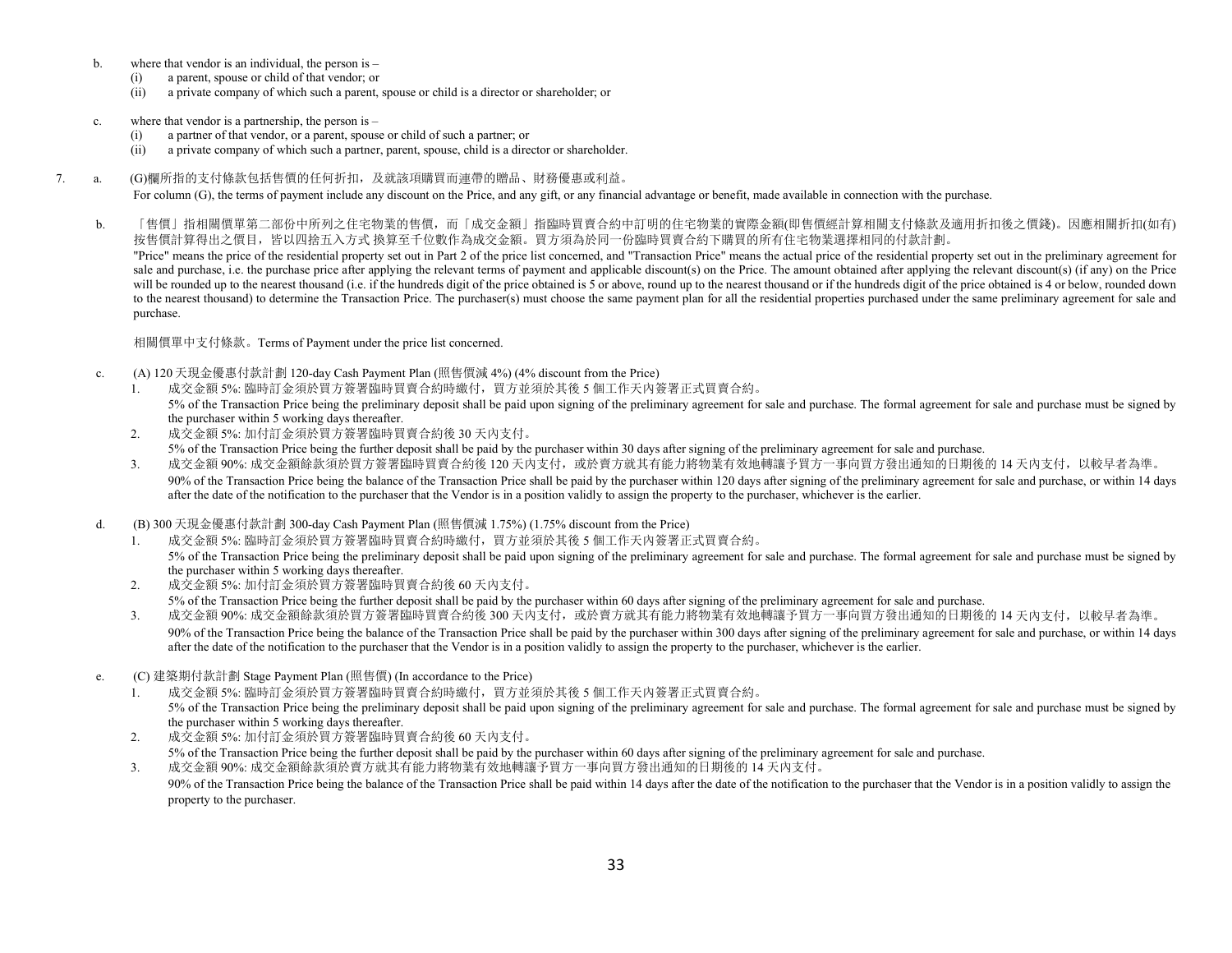b. where that vendor is an individual, the person is –
   (i) a parent, spouse or child of that vendor; or
   (ii) a private company of which such a parent, spouse or child is a director or shareholder; or

c. where that vendor is a partnership, the person is –
   (i) a partner of that vendor, or a parent, spouse or child of such a partner; or
   (ii) a private company of which such a partner, parent, spouse, child is a director or shareholder.

7. a. (G)欄所指的支付條款包括售價的任何折扣，及就該項購買而連帶的贈品、財務優惠或利益。
   For column (G), the terms of payment include any discount on the Price, and any gift, or any financial advantage or benefit, made available in connection with the purchase.

   b. 「售價」指相關價單第二部份中所列之住宅物業的售價，而「成交金額」指臨時買賣合約中訂明的住宅物業的實際金額(即售價經計算相關支付條款及適用折扣後之價錢)。因應相關折扣(如有)按售價計算得出之價目，皆以四捨五入方式 換算至千位數作為成交金額。買方須為於同一份臨時買賣合約下購買的所有住宅物業選擇相同的付款計劃。
   "Price" means the price of the residential property set out in Part 2 of the price list concerned, and "Transaction Price" means the actual price of the residential property set out in the preliminary agreement for sale and purchase, i.e. the purchase price after applying the relevant terms of payment and applicable discount(s) on the Price. The amount obtained after applying the relevant discount(s) (if any) on the Price will be rounded up to the nearest thousand (i.e. if the hundreds digit of the price obtained is 5 or above, round up to the nearest thousand or if the hundreds digit of the price obtained is 4 or below, rounded down to the nearest thousand) to determine the Transaction Price. The purchaser(s) must choose the same payment plan for all the residential properties purchased under the same preliminary agreement for sale and purchase.

   相關價單中支付條款。Terms of Payment under the price list concerned.

   c. (A) 120 天現金優惠付款計劃 120-day Cash Payment Plan (照售價減 4%) (4% discount from the Price)
      1. 成交金額 5%: 臨時訂金須於買方簽署臨時買賣合約時繳付，買方並須於其後 5 個工作天內簽署正式買賣合約。
         5% of the Transaction Price being the preliminary deposit shall be paid upon signing of the preliminary agreement for sale and purchase. The formal agreement for sale and purchase must be signed by the purchaser within 5 working days thereafter.
      2. 成交金額 5%: 加付訂金須於買方簽署臨時買賣合約後 30 天內支付。
         5% of the Transaction Price being the further deposit shall be paid by the purchaser within 30 days after signing of the preliminary agreement for sale and purchase.
      3. 成交金額 90%: 成交金額餘款須於買方簽署臨時買賣合約後 120 天內支付，或於賣方就其有能力將物業有效地轉讓予買方一事向買方發出通知的日期後的 14 天內支付，以較早者為準。
         90% of the Transaction Price being the balance of the Transaction Price shall be paid by the purchaser within 120 days after signing of the preliminary agreement for sale and purchase, or within 14 days after the date of the notification to the purchaser that the Vendor is in a position validly to assign the property to the purchaser, whichever is the earlier.

   d. (B) 300 天現金優惠付款計劃 300-day Cash Payment Plan (照售價減 1.75%) (1.75% discount from the Price)
      1. 成交金額 5%: 臨時訂金須於買方簽署臨時買賣合約時繳付，買方並須於其後 5 個工作天內簽署正式買賣合約。
         5% of the Transaction Price being the preliminary deposit shall be paid upon signing of the preliminary agreement for sale and purchase. The formal agreement for sale and purchase must be signed by the purchaser within 5 working days thereafter.
      2. 成交金額 5%: 加付訂金須於買方簽署臨時買賣合約後 60 天內支付。
         5% of the Transaction Price being the further deposit shall be paid by the purchaser within 60 days after signing of the preliminary agreement for sale and purchase.
      3. 成交金額 90%: 成交金額餘款須於買方簽署臨時買賣合約後 300 天內支付，或於賣方就其有能力將物業有效地轉讓予買方一事向買方發出通知的日期後的 14 天內支付，以較早者為準。
         90% of the Transaction Price being the balance of the Transaction Price shall be paid by the purchaser within 300 days after signing of the preliminary agreement for sale and purchase, or within 14 days after the date of the notification to the purchaser that the Vendor is in a position validly to assign the property to the purchaser, whichever is the earlier.

   e. (C) 建築期付款計劃 Stage Payment Plan (照售價) (In accordance to the Price)
      1. 成交金額 5%: 臨時訂金須於買方簽署臨時買賣合約時繳付，買方並須於其後 5 個工作天內簽署正式買賣合約。
         5% of the Transaction Price being the preliminary deposit shall be paid upon signing of the preliminary agreement for sale and purchase. The formal agreement for sale and purchase must be signed by the purchaser within 5 working days thereafter.
      2. 成交金額 5%: 加付訂金須於買方簽署臨時買賣合約後 60 天內支付。
         5% of the Transaction Price being the further deposit shall be paid by the purchaser within 60 days after signing of the preliminary agreement for sale and purchase.
      3. 成交金額 90%: 成交金額餘款須於賣方就其有能力將物業有效地轉讓予買方一事向買方發出通知的日期後的 14 天內支付。
         90% of the Transaction Price being the balance of the Transaction Price shall be paid within 14 days after the date of the notification to the purchaser that the Vendor is in a position validly to assign the property to the purchaser.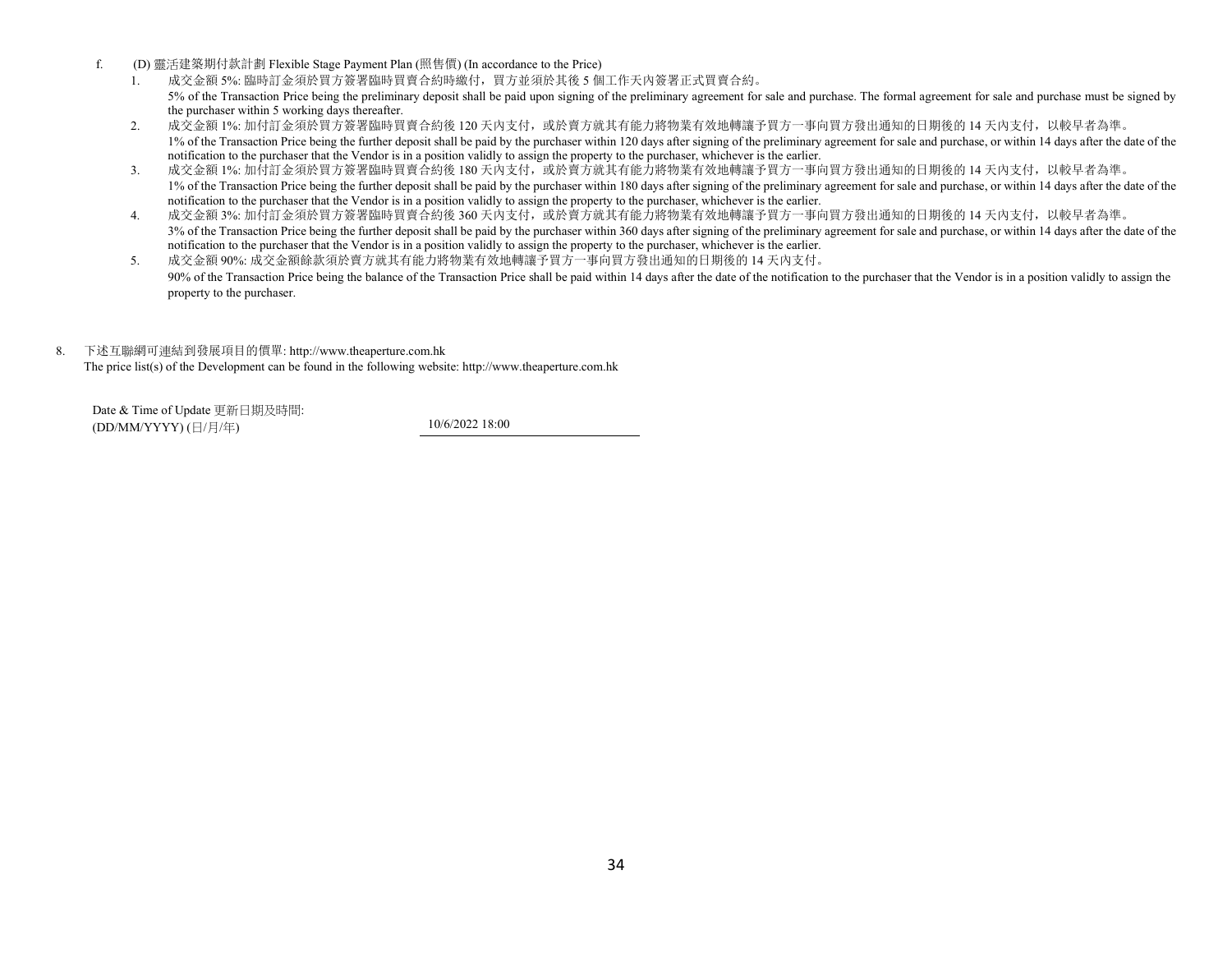f. (D) 靈活建築期付款計劃 Flexible Stage Payment Plan (照售價) (In accordance to the Price)

1. 成交金額 5%: 臨時訂金須於買方簽署臨時買賣合約時繳付，買方並須於其後 5 個工作天內簽署正式買賣合約。
   5% of the Transaction Price being the preliminary deposit shall be paid upon signing of the preliminary agreement for sale and purchase. The formal agreement for sale and purchase must be signed by the purchaser within 5 working days thereafter.
2. 成交金額 1%: 加付訂金須於買方簽署臨時買賣合約後 120 天內支付，或於賣方就其有能力將物業有效地轉讓予買方一事向買方發出通知的日期後的 14 天內支付，以較早者為準。
   1% of the Transaction Price being the further deposit shall be paid by the purchaser within 120 days after signing of the preliminary agreement for sale and purchase, or within 14 days after the date of the notification to the purchaser that the Vendor is in a position validly to assign the property to the purchaser, whichever is the earlier.
3. 成交金額 1%: 加付訂金須於買方簽署臨時買賣合約後 180 天內支付，或於賣方就其有能力將物業有效地轉讓予買方一事向買方發出通知的日期後的 14 天內支付，以較早者為準。
   1% of the Transaction Price being the further deposit shall be paid by the purchaser within 180 days after signing of the preliminary agreement for sale and purchase, or within 14 days after the date of the notification to the purchaser that the Vendor is in a position validly to assign the property to the purchaser, whichever is the earlier.
4. 成交金額 3%: 加付訂金須於買方簽署臨時買賣合約後 360 天內支付，或於賣方就其有能力將物業有效地轉讓予買方一事向買方發出通知的日期後的 14 天內支付，以較早者為準。
   3% of the Transaction Price being the further deposit shall be paid by the purchaser within 360 days after signing of the preliminary agreement for sale and purchase, or within 14 days after the date of the notification to the purchaser that the Vendor is in a position validly to assign the property to the purchaser, whichever is the earlier.
5. 成交金額 90%: 成交金額餘款須於賣方就其有能力將物業有效地轉讓予買方一事向買方發出通知的日期後的 14 天內支付。
   90% of the Transaction Price being the balance of the Transaction Price shall be paid within 14 days after the date of the notification to the purchaser that the Vendor is in a position validly to assign the property to the purchaser.

8. 下述互聯網可連結到發展項目的價單: http://www.theaperture.com.hk
   The price list(s) of the Development can be found in the following website: http://www.theaperture.com.hk

Date & Time of Update 更新日期及時間:
(DD/MM/YYYY) (日/月/年) 10/6/2022 18:00